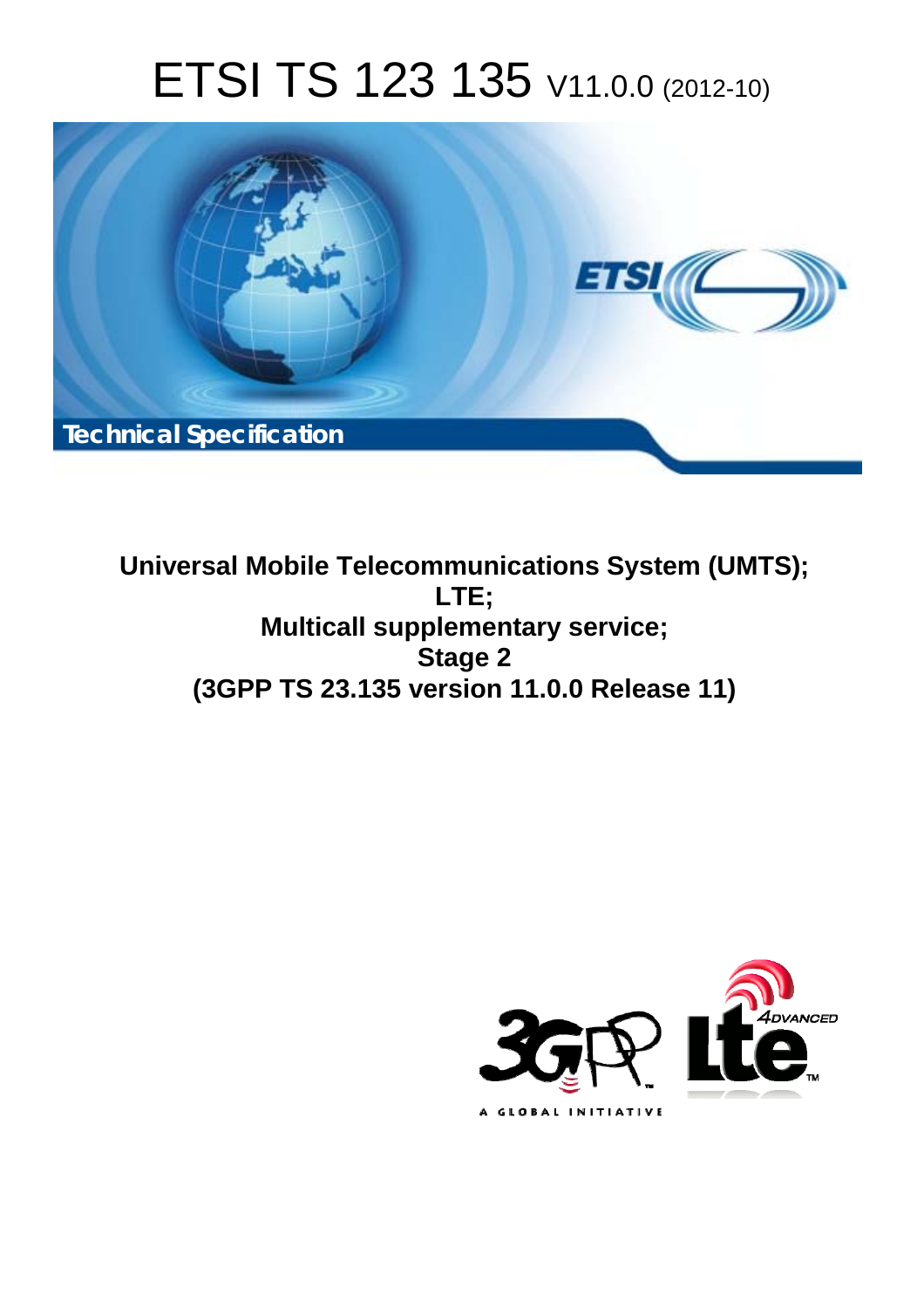# ETSI TS 123 135 V11.0.0 (2012-10)

Technical Specification

**Universal Mobile Telecommunications System (UMTS);
LTE;
Multicall supplementary service;
Stage 2
(3GPP TS 23.135 version 11.0.0 Release 11)**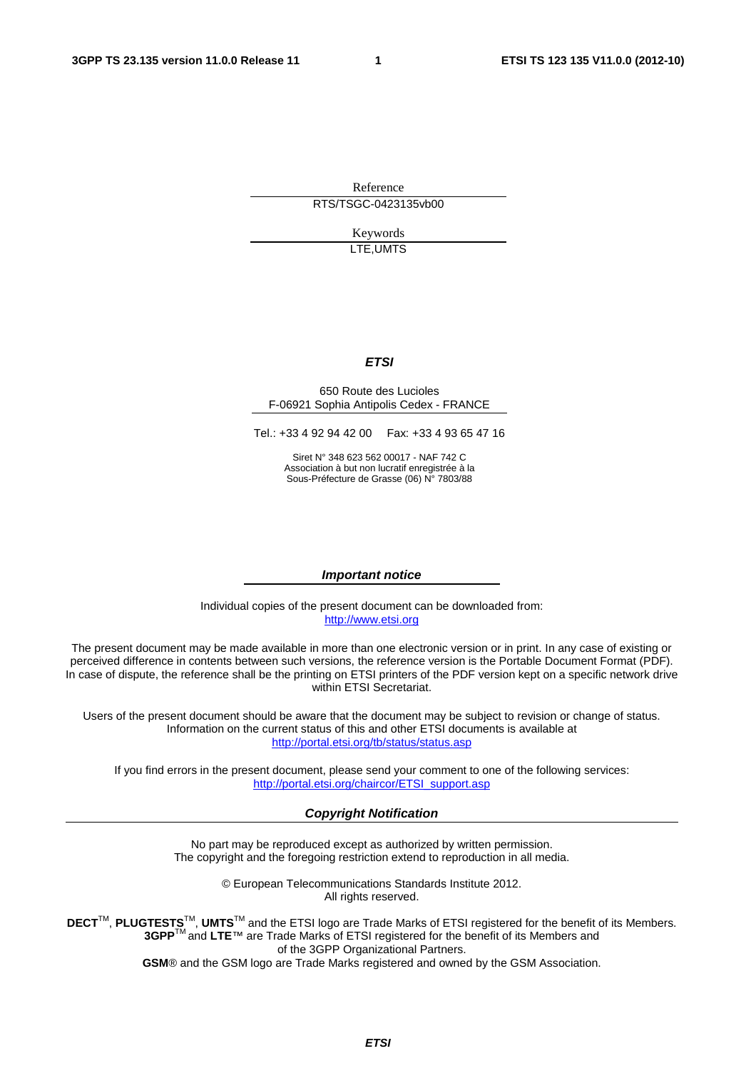Reference

RTS/TSGC-0423135vb00

Keywords

LTE,UMTS

***ETSI***

650 Route des Lucioles
F-06921 Sophia Antipolis Cedex - FRANCE

Tel.: +33 4 92 94 42 00 Fax: +33 4 93 65 47 16

Siret N° 348 623 562 00017 - NAF 742 C
Association à but non lucratif enregistrée à la
Sous-Préfecture de Grasse (06) N° 7803/88

***Important notice***

Individual copies of the present document can be downloaded from:
http://www.etsi.org

The present document may be made available in more than one electronic version or in print. In any case of existing or perceived difference in contents between such versions, the reference version is the Portable Document Format (PDF). In case of dispute, the reference shall be the printing on ETSI printers of the PDF version kept on a specific network drive within ETSI Secretariat.

Users of the present document should be aware that the document may be subject to revision or change of status. Information on the current status of this and other ETSI documents is available at
http://portal.etsi.org/tb/status/status.asp

If you find errors in the present document, please send your comment to one of the following services:
http://portal.etsi.org/chaircor/ETSI_support.asp

***Copyright Notification***

No part may be reproduced except as authorized by written permission.
The copyright and the foregoing restriction extend to reproduction in all media.

© European Telecommunications Standards Institute 2012.
All rights reserved.

**DECT**™, **PLUGTESTS**™, **UMTS**™ and the ETSI logo are Trade Marks of ETSI registered for the benefit of its Members.
**3GPP**™ and **LTE**™ are Trade Marks of ETSI registered for the benefit of its Members and of the 3GPP Organizational Partners.
**GSM**® and the GSM logo are Trade Marks registered and owned by the GSM Association.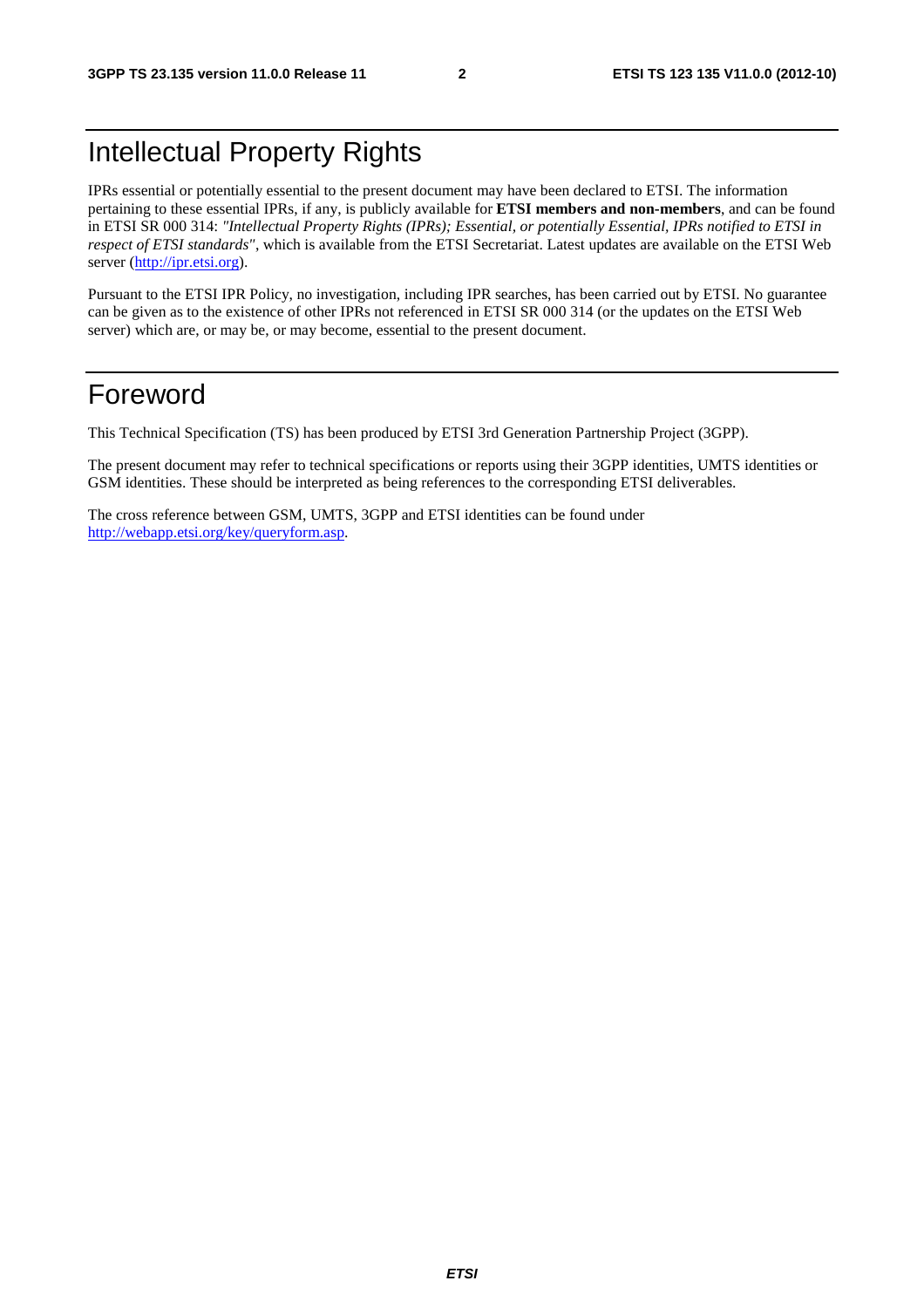# Intellectual Property Rights

IPRs essential or potentially essential to the present document may have been declared to ETSI. The information pertaining to these essential IPRs, if any, is publicly available for **ETSI members and non-members**, and can be found in ETSI SR 000 314: *"Intellectual Property Rights (IPRs); Essential, or potentially Essential, IPRs notified to ETSI in respect of ETSI standards"*, which is available from the ETSI Secretariat. Latest updates are available on the ETSI Web server (http://ipr.etsi.org).

Pursuant to the ETSI IPR Policy, no investigation, including IPR searches, has been carried out by ETSI. No guarantee can be given as to the existence of other IPRs not referenced in ETSI SR 000 314 (or the updates on the ETSI Web server) which are, or may be, or may become, essential to the present document.

# Foreword

This Technical Specification (TS) has been produced by ETSI 3rd Generation Partnership Project (3GPP).

The present document may refer to technical specifications or reports using their 3GPP identities, UMTS identities or GSM identities. These should be interpreted as being references to the corresponding ETSI deliverables.

The cross reference between GSM, UMTS, 3GPP and ETSI identities can be found under http://webapp.etsi.org/key/queryform.asp.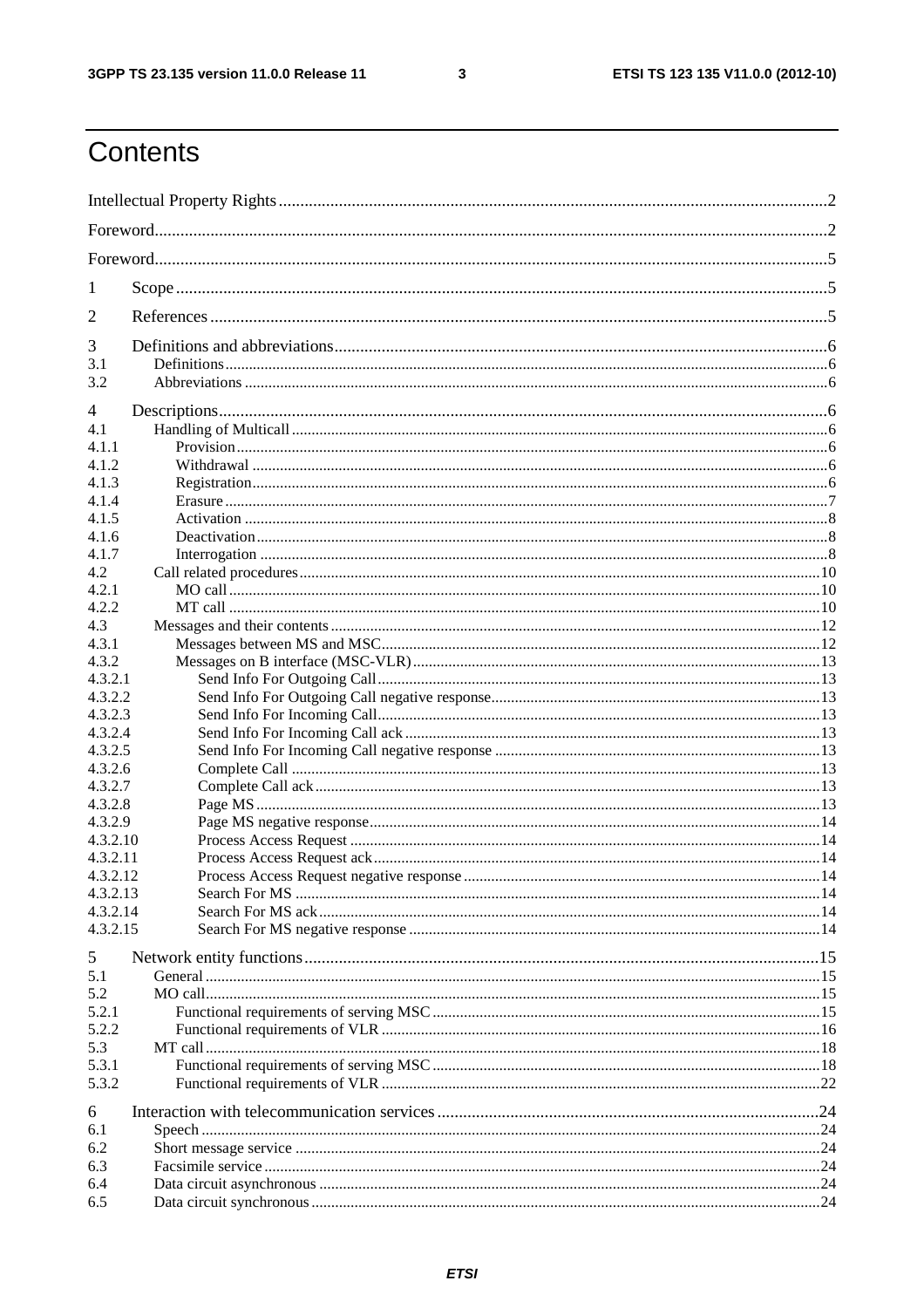# Contents

Intellectual Property Rights ..... 2

Foreword ..... 2

Foreword ..... 5

1 Scope ..... 5

2 References ..... 5

3 Definitions and abbreviations ..... 6
- 3.1 Definitions ..... 6
- 3.2 Abbreviations ..... 6

4 Descriptions ..... 6
- 4.1 Handling of Multicall ..... 6
  - 4.1.1 Provision ..... 6
  - 4.1.2 Withdrawal ..... 6
  - 4.1.3 Registration ..... 6
  - 4.1.4 Erasure ..... 7
  - 4.1.5 Activation ..... 8
  - 4.1.6 Deactivation ..... 8
  - 4.1.7 Interrogation ..... 8
- 4.2 Call related procedures ..... 10
  - 4.2.1 MO call ..... 10
  - 4.2.2 MT call ..... 10
- 4.3 Messages and their contents ..... 12
  - 4.3.1 Messages between MS and MSC ..... 12
  - 4.3.2 Messages on B interface (MSC-VLR) ..... 13
    - 4.3.2.1 Send Info For Outgoing Call ..... 13
    - 4.3.2.2 Send Info For Outgoing Call negative response ..... 13
    - 4.3.2.3 Send Info For Incoming Call ..... 13
    - 4.3.2.4 Send Info For Incoming Call ack ..... 13
    - 4.3.2.5 Send Info For Incoming Call negative response ..... 13
    - 4.3.2.6 Complete Call ..... 13
    - 4.3.2.7 Complete Call ack ..... 13
    - 4.3.2.8 Page MS ..... 13
    - 4.3.2.9 Page MS negative response ..... 14
    - 4.3.2.10 Process Access Request ..... 14
    - 4.3.2.11 Process Access Request ack ..... 14
    - 4.3.2.12 Process Access Request negative response ..... 14
    - 4.3.2.13 Search For MS ..... 14
    - 4.3.2.14 Search For MS ack ..... 14
    - 4.3.2.15 Search For MS negative response ..... 14

5 Network entity functions ..... 15
- 5.1 General ..... 15
- 5.2 MO call ..... 15
  - 5.2.1 Functional requirements of serving MSC ..... 15
  - 5.2.2 Functional requirements of VLR ..... 16
- 5.3 MT call ..... 18
  - 5.3.1 Functional requirements of serving MSC ..... 18
  - 5.3.2 Functional requirements of VLR ..... 22

6 Interaction with telecommunication services ..... 24
- 6.1 Speech ..... 24
- 6.2 Short message service ..... 24
- 6.3 Facsimile service ..... 24
- 6.4 Data circuit asynchronous ..... 24
- 6.5 Data circuit synchronous ..... 24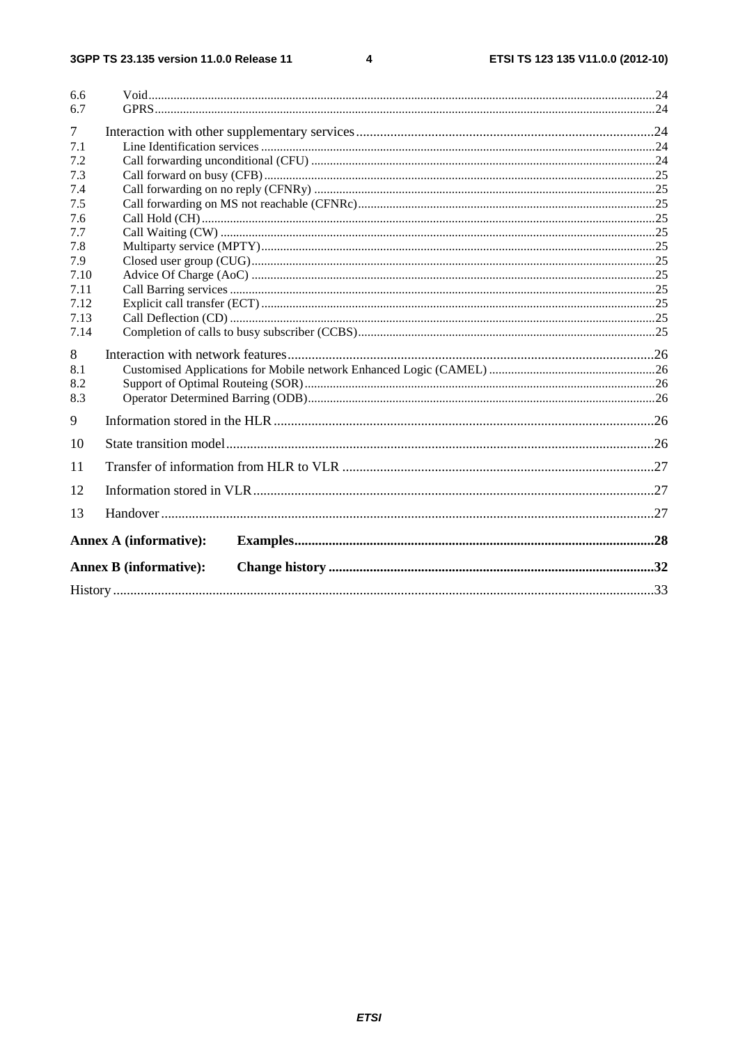6.6 Void ....24
6.7 GPRS ....24

7 Interaction with other supplementary services ....24
7.1 Line Identification services ....24
7.2 Call forwarding unconditional (CFU) ....24
7.3 Call forward on busy (CFB) ....25
7.4 Call forwarding on no reply (CFNRy) ....25
7.5 Call forwarding on MS not reachable (CFNRc) ....25
7.6 Call Hold (CH) ....25
7.7 Call Waiting (CW) ....25
7.8 Multiparty service (MPTY) ....25
7.9 Closed user group (CUG) ....25
7.10 Advice Of Charge (AoC) ....25
7.11 Call Barring services ....25
7.12 Explicit call transfer (ECT) ....25
7.13 Call Deflection (CD) ....25
7.14 Completion of calls to busy subscriber (CCBS) ....25

8 Interaction with network features ....26
8.1 Customised Applications for Mobile network Enhanced Logic (CAMEL) ....26
8.2 Support of Optimal Routeing (SOR) ....26
8.3 Operator Determined Barring (ODB) ....26

9 Information stored in the HLR ....26

10 State transition model ....26

11 Transfer of information from HLR to VLR ....27

12 Information stored in VLR ....27

13 Handover ....27

**Annex A (informative): Examples ....28**

**Annex B (informative): Change history ....32**

History ....33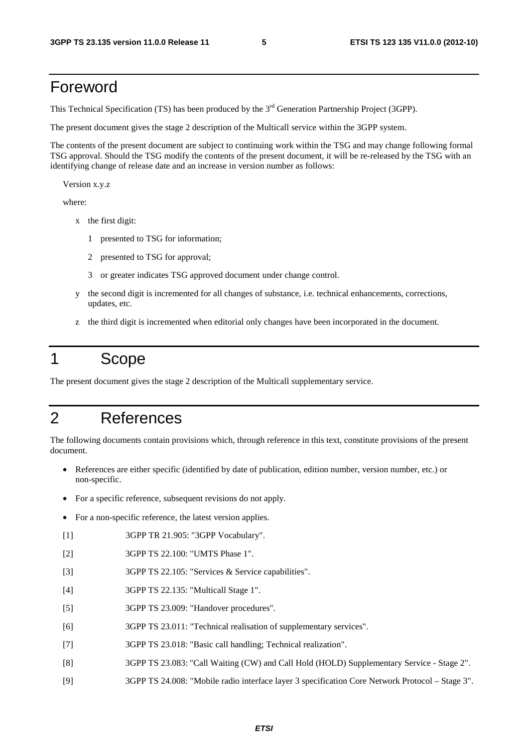# Foreword

This Technical Specification (TS) has been produced by the 3rd Generation Partnership Project (3GPP).

The present document gives the stage 2 description of the Multicall service within the 3GPP system.

The contents of the present document are subject to continuing work within the TSG and may change following formal TSG approval. Should the TSG modify the contents of the present document, it will be re-released by the TSG with an identifying change of release date and an increase in version number as follows:

Version x.y.z

where:

- x the first digit:
  - 1 presented to TSG for information;
  - 2 presented to TSG for approval;
  - 3 or greater indicates TSG approved document under change control.
- y the second digit is incremented for all changes of substance, i.e. technical enhancements, corrections, updates, etc.
- z the third digit is incremented when editorial only changes have been incorporated in the document.

# 1 Scope

The present document gives the stage 2 description of the Multicall supplementary service.

# 2 References

The following documents contain provisions which, through reference in this text, constitute provisions of the present document.

- References are either specific (identified by date of publication, edition number, version number, etc.) or non-specific.
- For a specific reference, subsequent revisions do not apply.
- For a non-specific reference, the latest version applies.

[1] 3GPP TR 21.905: "3GPP Vocabulary".

[2] 3GPP TS 22.100: "UMTS Phase 1".

[3] 3GPP TS 22.105: "Services & Service capabilities".

[4] 3GPP TS 22.135: "Multicall Stage 1".

[5] 3GPP TS 23.009: "Handover procedures".

[6] 3GPP TS 23.011: "Technical realisation of supplementary services".

[7] 3GPP TS 23.018: "Basic call handling; Technical realization".

[8] 3GPP TS 23.083: "Call Waiting (CW) and Call Hold (HOLD) Supplementary Service - Stage 2".

[9] 3GPP TS 24.008: "Mobile radio interface layer 3 specification Core Network Protocol – Stage 3".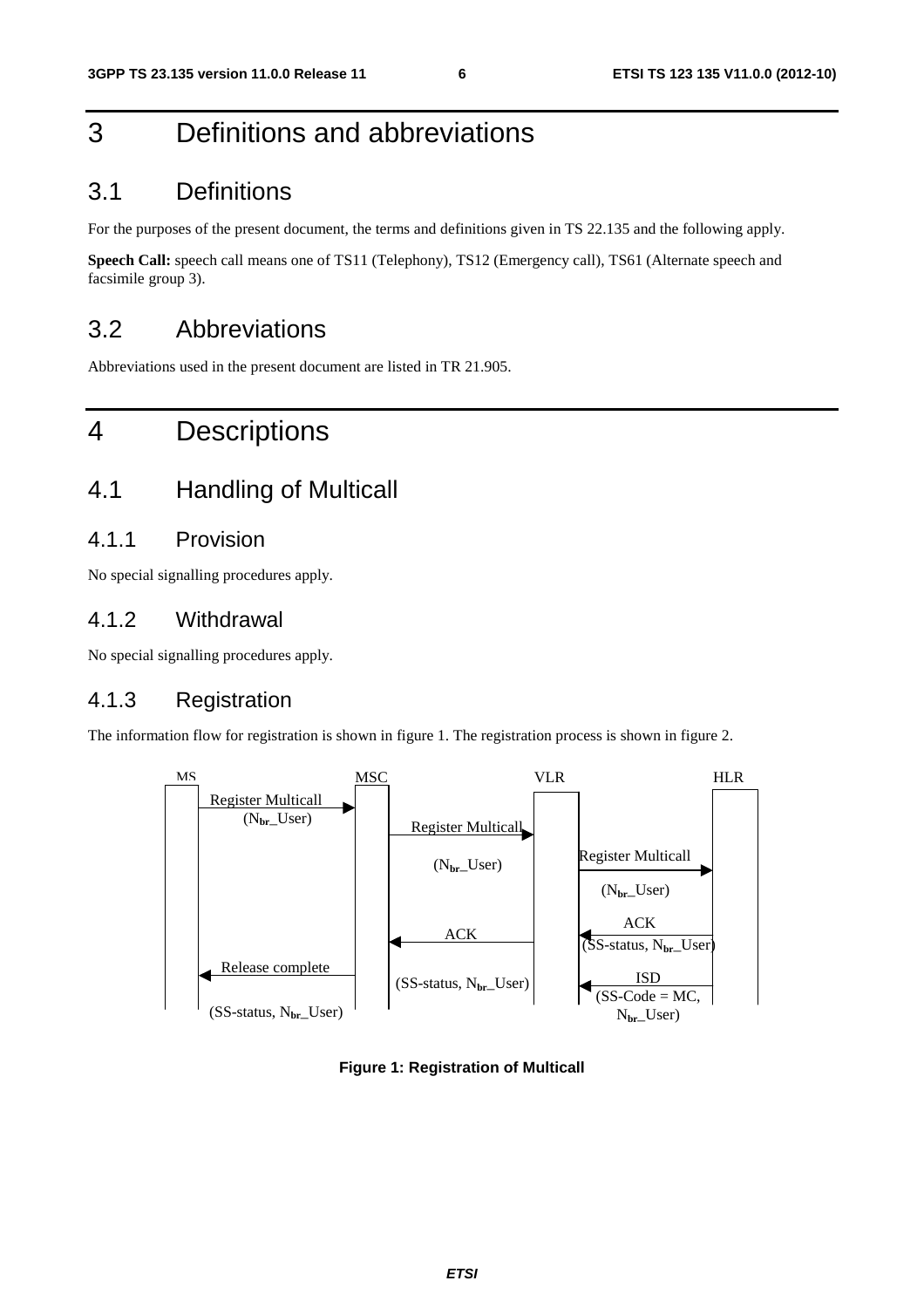# 3 Definitions and abbreviations

## 3.1 Definitions

For the purposes of the present document, the terms and definitions given in TS 22.135 and the following apply.

**Speech Call:** speech call means one of TS11 (Telephony), TS12 (Emergency call), TS61 (Alternate speech and facsimile group 3).

## 3.2 Abbreviations

Abbreviations used in the present document are listed in TR 21.905.

# 4 Descriptions

## 4.1 Handling of Multicall

### 4.1.1 Provision

No special signalling procedures apply.

### 4.1.2 Withdrawal

No special signalling procedures apply.

### 4.1.3 Registration

The information flow for registration is shown in figure 1. The registration process is shown in figure 2.

MS | MSC | VLR | HLR

- MS → MSC: Register Multicall ($N_{br}$_User)
- MSC → VLR: Register Multicall ($N_{br}$_User)
- VLR → HLR: Register Multicall ($N_{br}$_User)
- HLR → VLR: ACK (SS-status, $N_{br}$_User)
- VLR → MSC: ACK (SS-status, $N_{br}$_User)
- HLR → VLR: ISD (SS-Code = MC, $N_{br}$_User)
- MSC → MS: Release complete (SS-status, $N_{br}$_User)

**Figure 1: Registration of Multicall**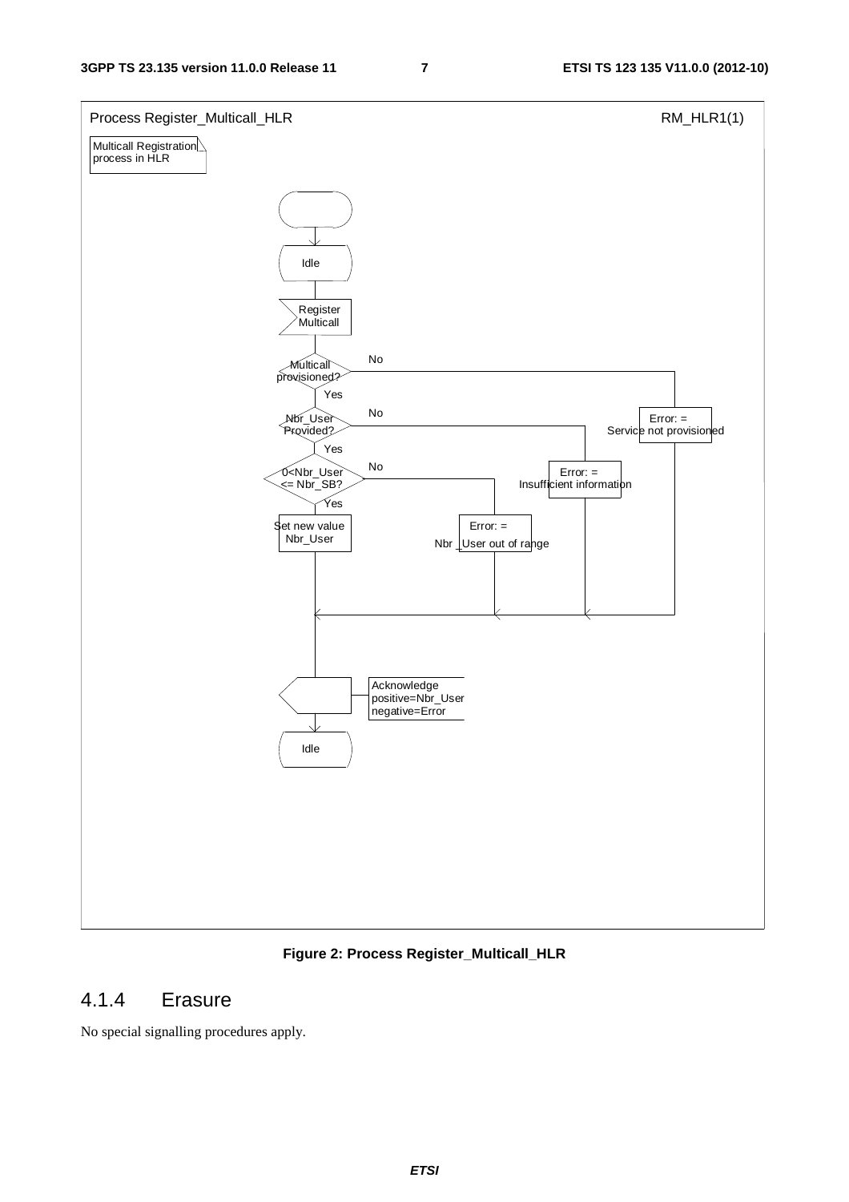Process Register_Multicall_HLR RM_HLR1(1)

Multicall Registration process in HLR

Idle

Register Multicall

Multicall provisioned? No / Yes

Nbr_User Provided? No / Yes

0<Nbr_User <= Nbr_SB? No / Yes

Set new value Nbr_User

Error: = Service not provisioned

Error: = Insufficient information

Error: = Nbr _User out of range

Acknowledge positive=Nbr_User negative=Error

Idle

**Figure 2: Process Register_Multicall_HLR**

### 4.1.4 Erasure

No special signalling procedures apply.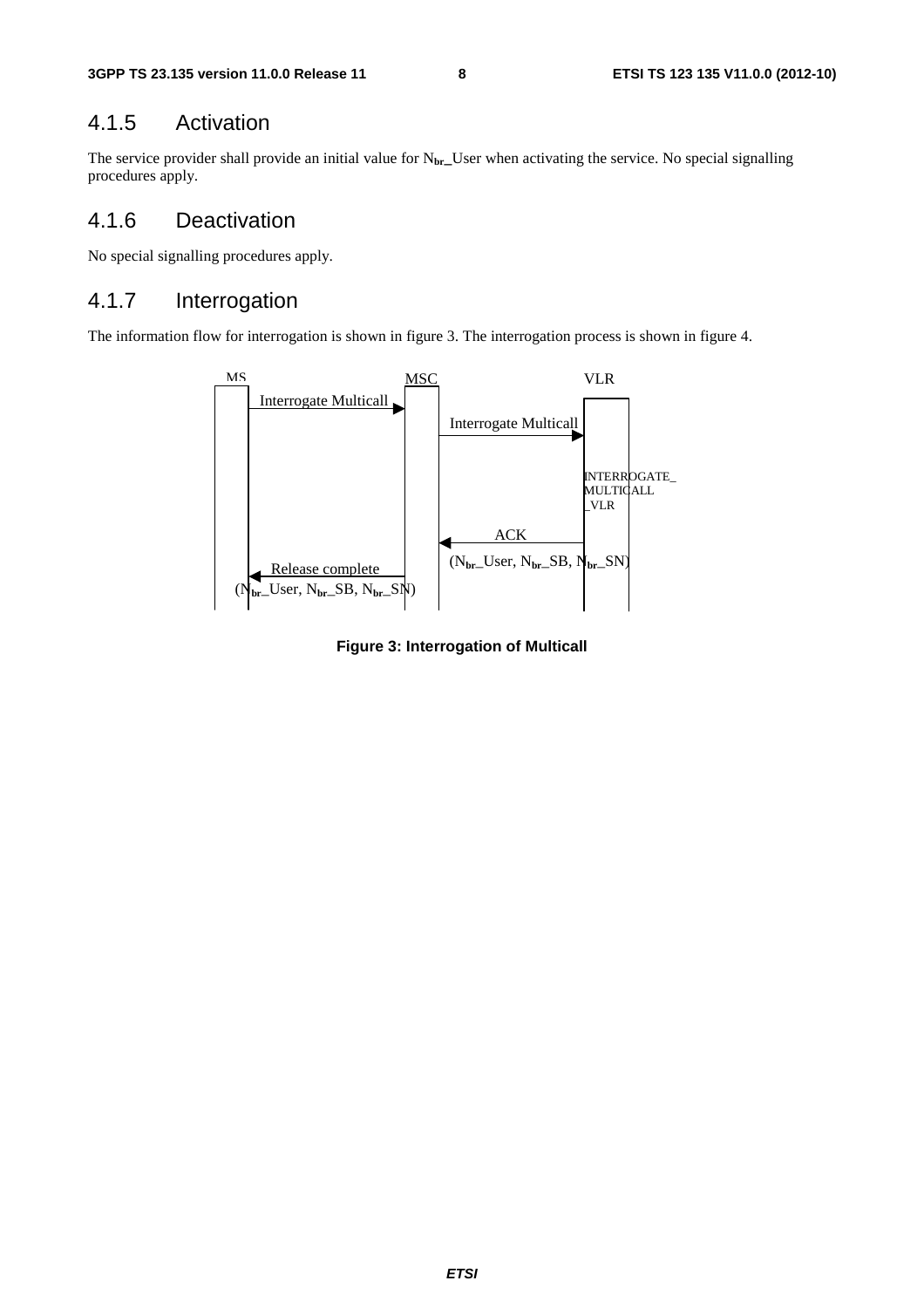### 4.1.5 Activation

The service provider shall provide an initial value for $N_{br}$_User when activating the service. No special signalling procedures apply.

### 4.1.6 Deactivation

No special signalling procedures apply.

### 4.1.7 Interrogation

The information flow for interrogation is shown in figure 3. The interrogation process is shown in figure 4.

MS | MSC | VLR

Interrogate Multicall (MS → MSC)

Interrogate Multicall (MSC → VLR)

INTERROGATE_MULTICALL_VLR

ACK ($N_{br}$_User, $N_{br}$_SB, $N_{br}$_SN) (VLR → MSC)

Release complete ($N_{br}$_User, $N_{br}$_SB, $N_{br}$_SN) (MSC → MS)

**Figure 3: Interrogation of Multicall**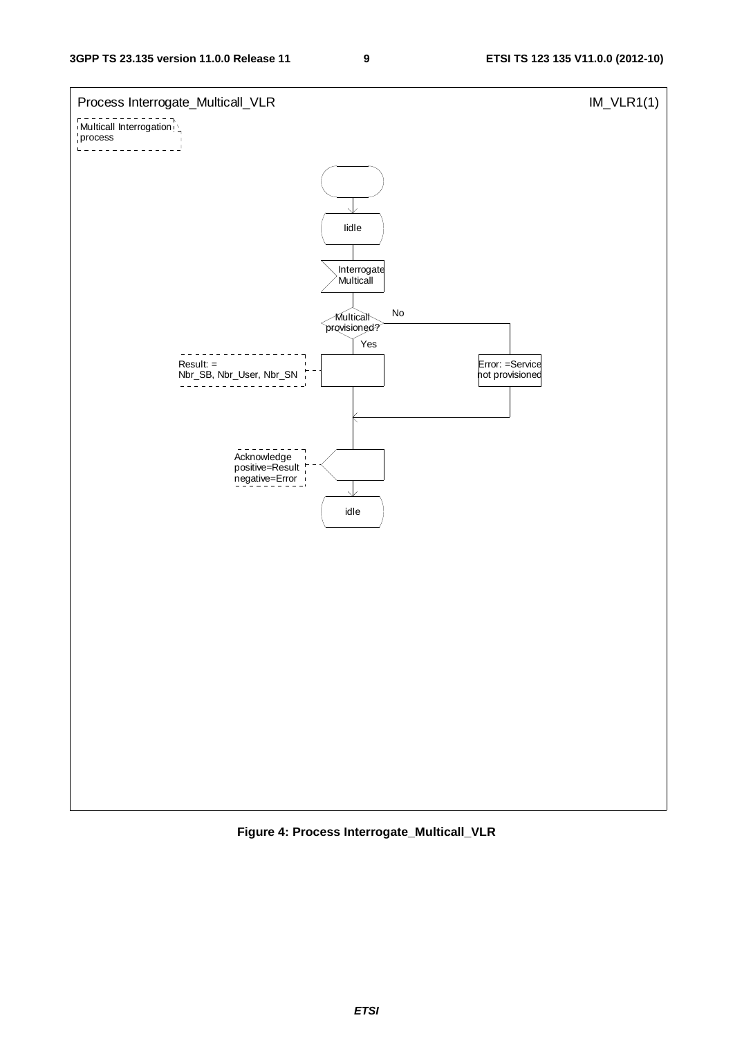Process Interrogate_Multicall_VLR IM_VLR1(1)

Multicall Interrogation process

Iidle

Interrogate Multicall

Multicall provisioned?

No

Yes

Result: = Nbr_SB, Nbr_User, Nbr_SN

Error: =Service not provisioned

Acknowledge positive=Result negative=Error

idle

**Figure 4: Process Interrogate_Multicall_VLR**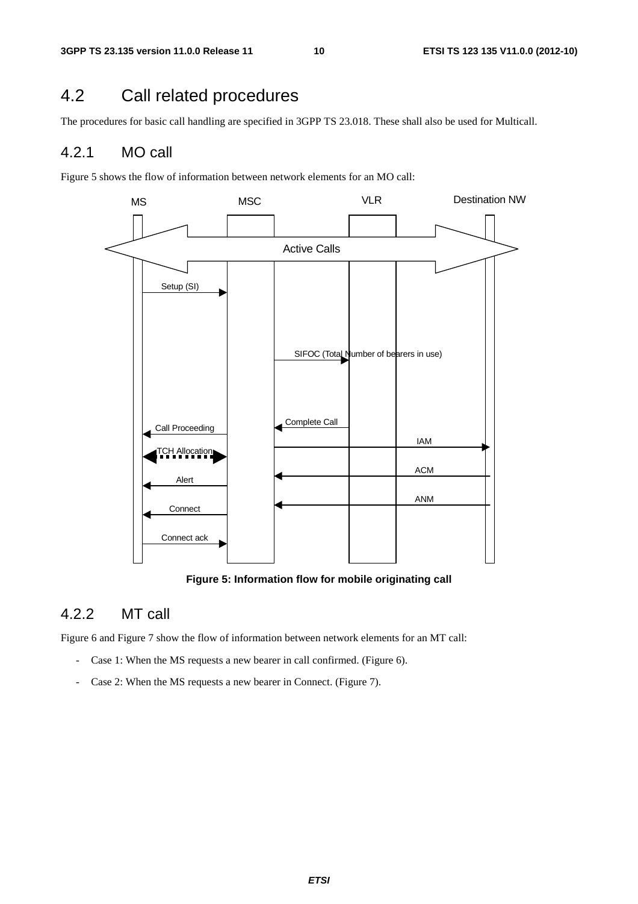## 4.2 Call related procedures

The procedures for basic call handling are specified in 3GPP TS 23.018. These shall also be used for Multicall.

### 4.2.1 MO call

Figure 5 shows the flow of information between network elements for an MO call:

**Figure 5: Information flow for mobile originating call**

### 4.2.2 MT call

Figure 6 and Figure 7 show the flow of information between network elements for an MT call:

- Case 1: When the MS requests a new bearer in call confirmed. (Figure 6).
- Case 2: When the MS requests a new bearer in Connect. (Figure 7).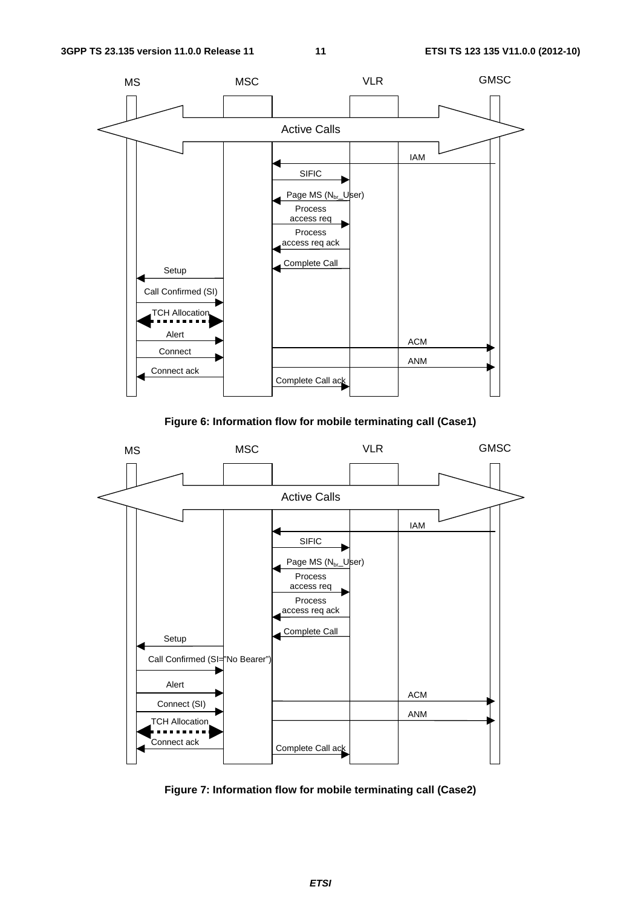Figure 6: Information flow for mobile terminating call (Case1)

Figure 7: Information flow for mobile terminating call (Case2)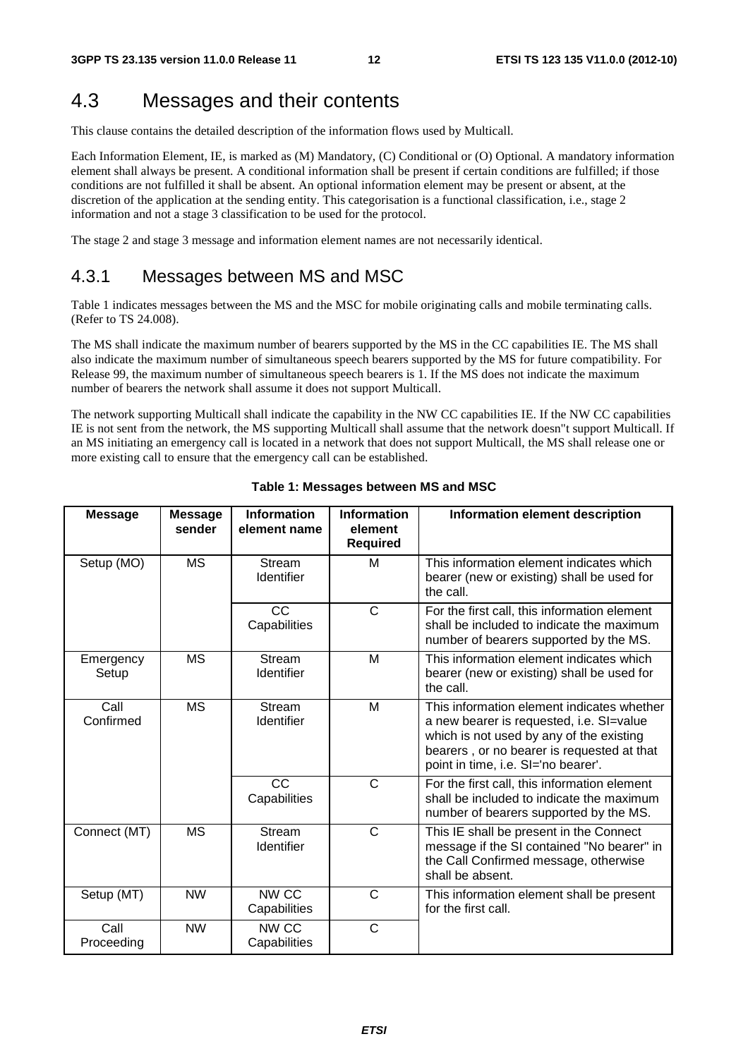## 4.3 Messages and their contents

This clause contains the detailed description of the information flows used by Multicall.

Each Information Element, IE, is marked as (M) Mandatory, (C) Conditional or (O) Optional. A mandatory information element shall always be present. A conditional information shall be present if certain conditions are fulfilled; if those conditions are not fulfilled it shall be absent. An optional information element may be present or absent, at the discretion of the application at the sending entity. This categorisation is a functional classification, i.e., stage 2 information and not a stage 3 classification to be used for the protocol.

The stage 2 and stage 3 message and information element names are not necessarily identical.

### 4.3.1 Messages between MS and MSC

Table 1 indicates messages between the MS and the MSC for mobile originating calls and mobile terminating calls. (Refer to TS 24.008).

The MS shall indicate the maximum number of bearers supported by the MS in the CC capabilities IE. The MS shall also indicate the maximum number of simultaneous speech bearers supported by the MS for future compatibility. For Release 99, the maximum number of simultaneous speech bearers is 1. If the MS does not indicate the maximum number of bearers the network shall assume it does not support Multicall.

The network supporting Multicall shall indicate the capability in the NW CC capabilities IE. If the NW CC capabilities IE is not sent from the network, the MS supporting Multicall shall assume that the network doesn"t support Multicall. If an MS initiating an emergency call is located in a network that does not support Multicall, the MS shall release one or more existing call to ensure that the emergency call can be established.

**Table 1: Messages between MS and MSC**

| Message | Message sender | Information element name | Information element Required | Information element description |
|---|---|---|---|---|
| Setup (MO) | MS | Stream Identifier | M | This information element indicates which bearer (new or existing) shall be used for the call. |
| | | CC Capabilities | C | For the first call, this information element shall be included to indicate the maximum number of bearers supported by the MS. |
| Emergency Setup | MS | Stream Identifier | M | This information element indicates which bearer (new or existing) shall be used for the call. |
| Call Confirmed | MS | Stream Identifier | M | This information element indicates whether a new bearer is requested, i.e. SI=value which is not used by any of the existing bearers , or no bearer is requested at that point in time, i.e. SI='no bearer'. |
| | | CC Capabilities | C | For the first call, this information element shall be included to indicate the maximum number of bearers supported by the MS. |
| Connect (MT) | MS | Stream Identifier | C | This IE shall be present in the Connect message if the SI contained "No bearer" in the Call Confirmed message, otherwise shall be absent. |
| Setup (MT) | NW | NW CC Capabilities | C | This information element shall be present for the first call. |
| Call Proceeding | NW | NW CC Capabilities | C | |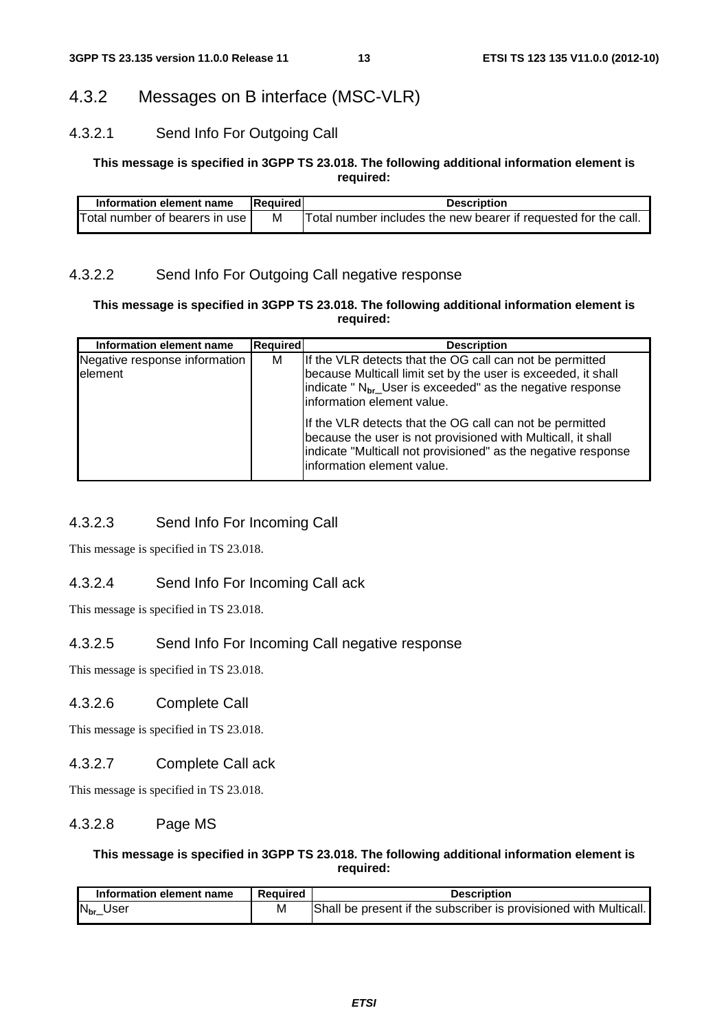## 4.3.2 Messages on B interface (MSC-VLR)

### 4.3.2.1 Send Info For Outgoing Call

**This message is specified in 3GPP TS 23.018. The following additional information element is required:**

| Information element name | Required | Description |
|---|---|---|
| Total number of bearers in use | M | Total number includes the new bearer if requested for the call. |

### 4.3.2.2 Send Info For Outgoing Call negative response

**This message is specified in 3GPP TS 23.018. The following additional information element is required:**

| Information element name | Required | Description |
|---|---|---|
| Negative response information element | M | If the VLR detects that the OG call can not be permitted because Multicall limit set by the user is exceeded, it shall indicate " $N_{br}$_User is exceeded" as the negative response information element value.<br><br>If the VLR detects that the OG call can not be permitted because the user is not provisioned with Multicall, it shall indicate "Multicall not provisioned" as the negative response information element value. |

### 4.3.2.3 Send Info For Incoming Call

This message is specified in TS 23.018.

### 4.3.2.4 Send Info For Incoming Call ack

This message is specified in TS 23.018.

### 4.3.2.5 Send Info For Incoming Call negative response

This message is specified in TS 23.018.

### 4.3.2.6 Complete Call

This message is specified in TS 23.018.

### 4.3.2.7 Complete Call ack

This message is specified in TS 23.018.

### 4.3.2.8 Page MS

**This message is specified in 3GPP TS 23.018. The following additional information element is required:**

| Information element name | Required | Description |
|---|---|---|
| $N_{br}$_User | M | Shall be present if the subscriber is provisioned with Multicall. |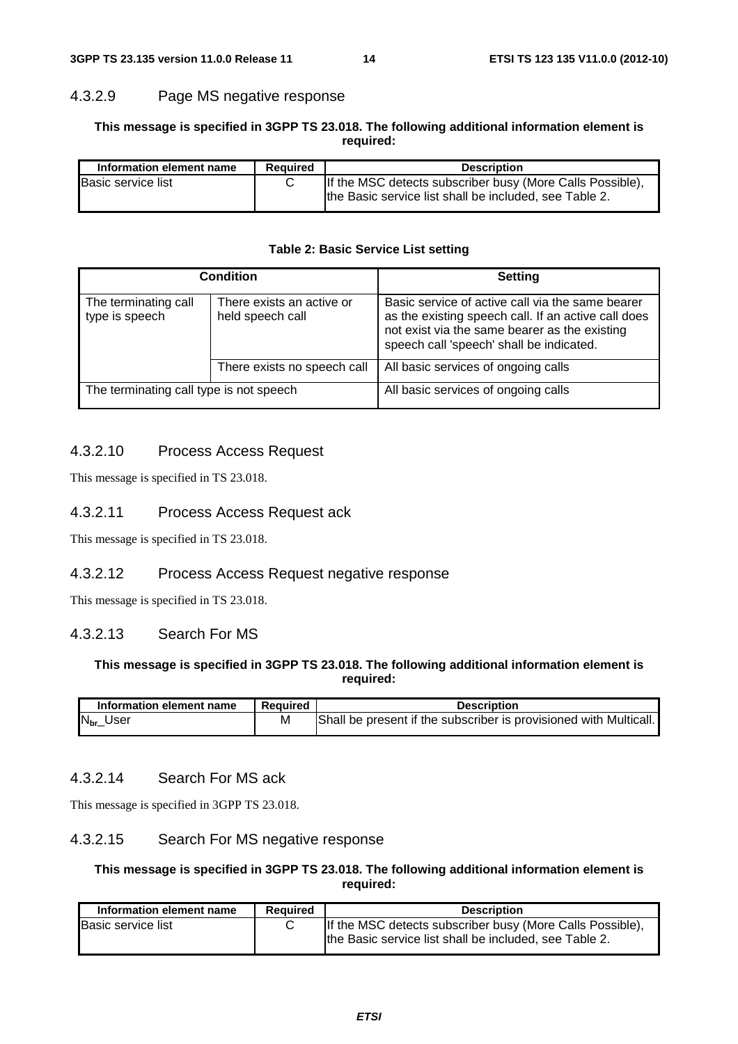#### 4.3.2.9 Page MS negative response

**This message is specified in 3GPP TS 23.018. The following additional information element is required:**

| Information element name | Required | Description |
|---|---|---|
| Basic service list | C | If the MSC detects subscriber busy (More Calls Possible), the Basic service list shall be included, see Table 2. |

**Table 2: Basic Service List setting**

| Condition | | Setting |
|---|---|---|
| The terminating call type is speech | There exists an active or held speech call | Basic service of active call via the same bearer as the existing speech call. If an active call does not exist via the same bearer as the existing speech call 'speech' shall be indicated. |
| | There exists no speech call | All basic services of ongoing calls |
| The terminating call type is not speech | | All basic services of ongoing calls |

#### 4.3.2.10 Process Access Request

This message is specified in TS 23.018.

#### 4.3.2.11 Process Access Request ack

This message is specified in TS 23.018.

#### 4.3.2.12 Process Access Request negative response

This message is specified in TS 23.018.

#### 4.3.2.13 Search For MS

**This message is specified in 3GPP TS 23.018. The following additional information element is required:**

| Information element name | Required | Description |
|---|---|---|
| $N_{br}$_User | M | Shall be present if the subscriber is provisioned with Multicall. |

#### 4.3.2.14 Search For MS ack

This message is specified in 3GPP TS 23.018.

#### 4.3.2.15 Search For MS negative response

**This message is specified in 3GPP TS 23.018. The following additional information element is required:**

| Information element name | Required | Description |
|---|---|---|
| Basic service list | C | If the MSC detects subscriber busy (More Calls Possible), the Basic service list shall be included, see Table 2. |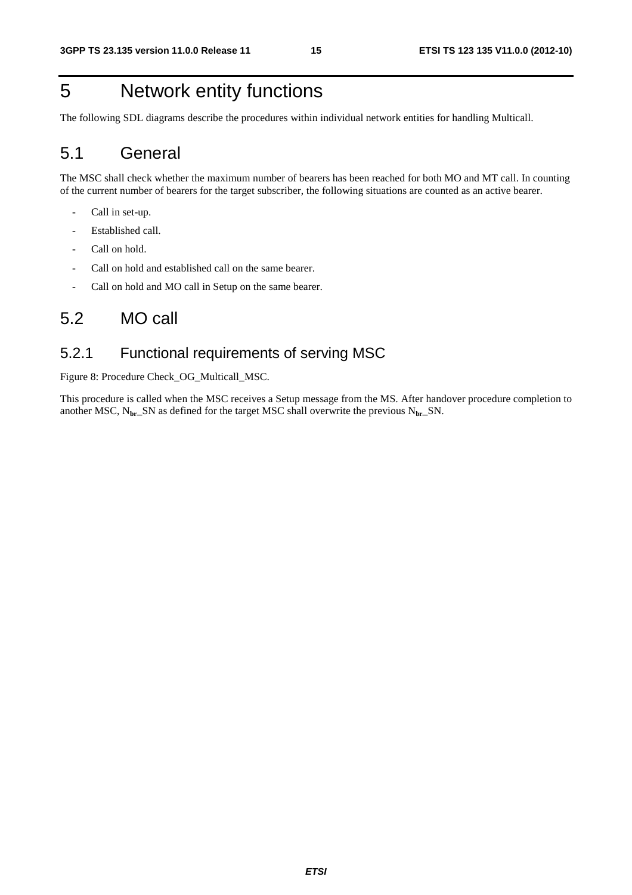# 5 Network entity functions

The following SDL diagrams describe the procedures within individual network entities for handling Multicall.

## 5.1 General

The MSC shall check whether the maximum number of bearers has been reached for both MO and MT call. In counting of the current number of bearers for the target subscriber, the following situations are counted as an active bearer.

- Call in set-up.
- Established call.
- Call on hold.
- Call on hold and established call on the same bearer.
- Call on hold and MO call in Setup on the same bearer.

## 5.2 MO call

### 5.2.1 Functional requirements of serving MSC

Figure 8: Procedure Check_OG_Multicall_MSC.

This procedure is called when the MSC receives a Setup message from the MS. After handover procedure completion to another MSC, $N_{br}$_SN as defined for the target MSC shall overwrite the previous $N_{br}$_SN.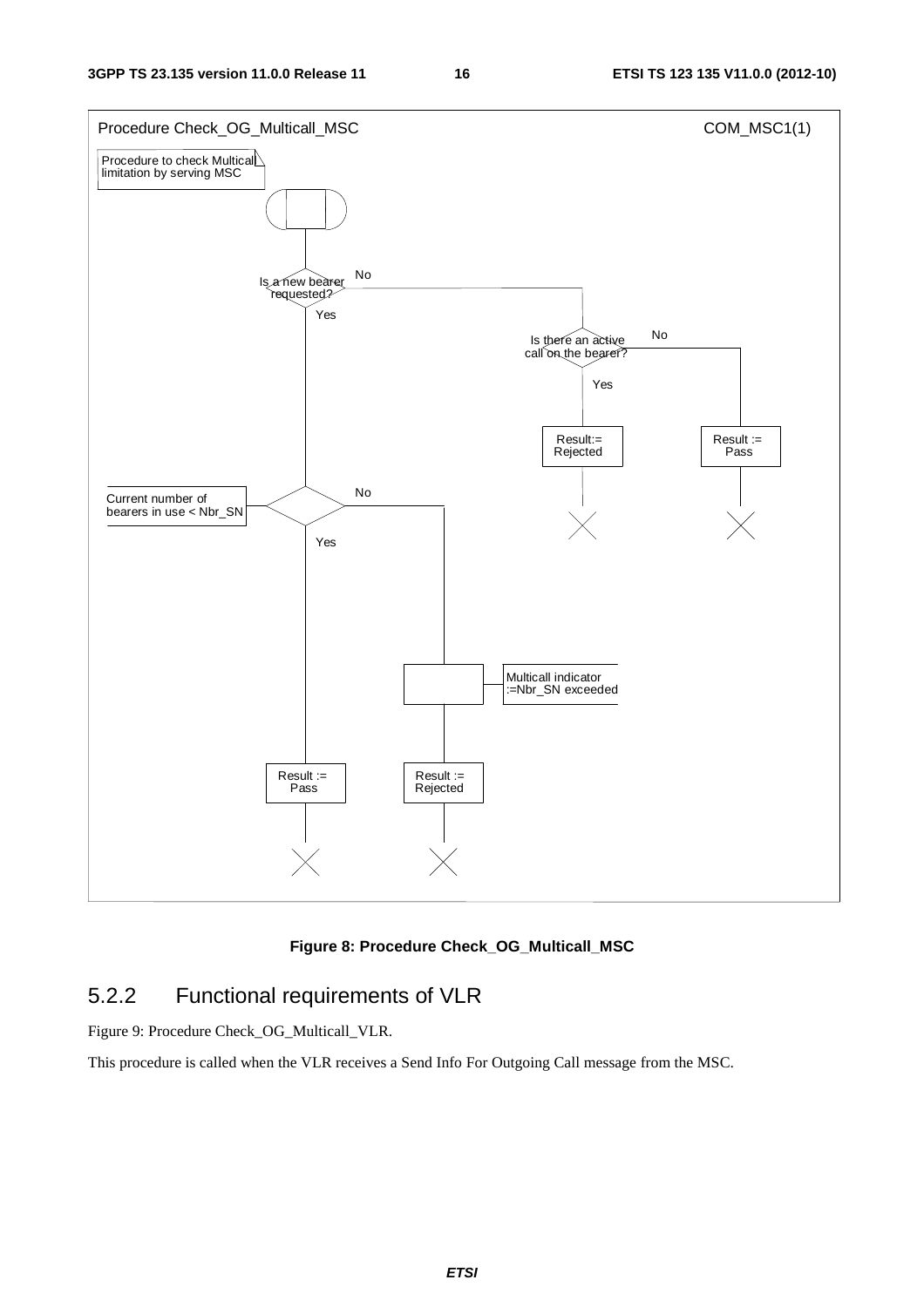Procedure Check_OG_Multicall_MSC

COM_MSC1(1)

Procedure to check Multicall limitation by serving MSC

Is a new bearer requested?

No

Yes

Is there an active call on the bearer?

No

Yes

Result:= Rejected

Result := Pass

Current number of bearers in use < Nbr_SN

No

Yes

Multicall indicator :=Nbr_SN exceeded

Result := Pass

Result := Rejected

**Figure 8: Procedure Check_OG_Multicall_MSC**

## 5.2.2 Functional requirements of VLR

Figure 9: Procedure Check_OG_Multicall_VLR.

This procedure is called when the VLR receives a Send Info For Outgoing Call message from the MSC.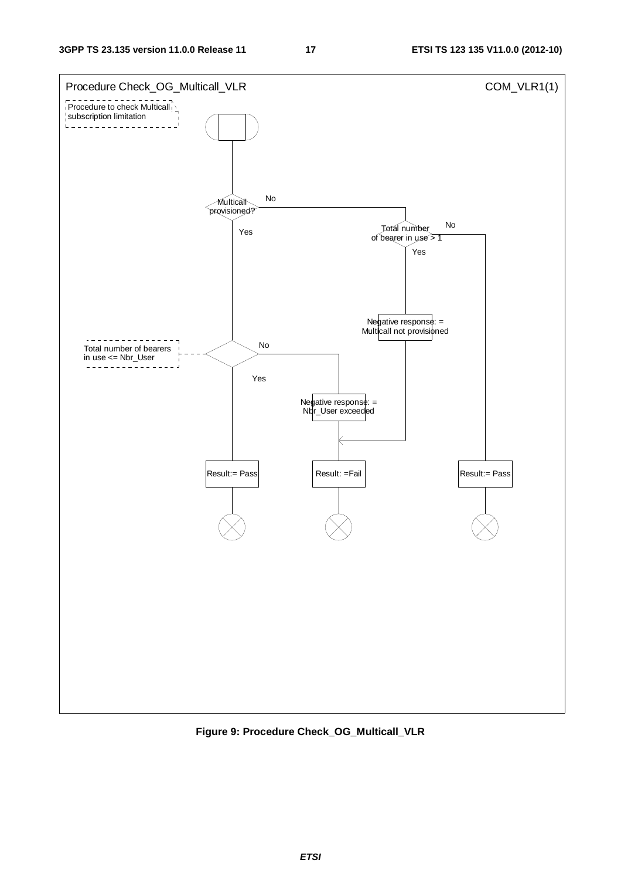Procedure Check_OG_Multicall_VLR

COM_VLR1(1)

Procedure to check Multicall subscription limitation

Multicall provisioned?

No

Yes

Total number of bearer in use > 1

No

Yes

Negative response: = Multicall not provisioned

Total number of bearers in use <= Nbr_User

No

Yes

Negative response: = Nbr_User exceeded

Result:= Pass

Result: =Fail

Result:= Pass

**Figure 9: Procedure Check_OG_Multicall_VLR**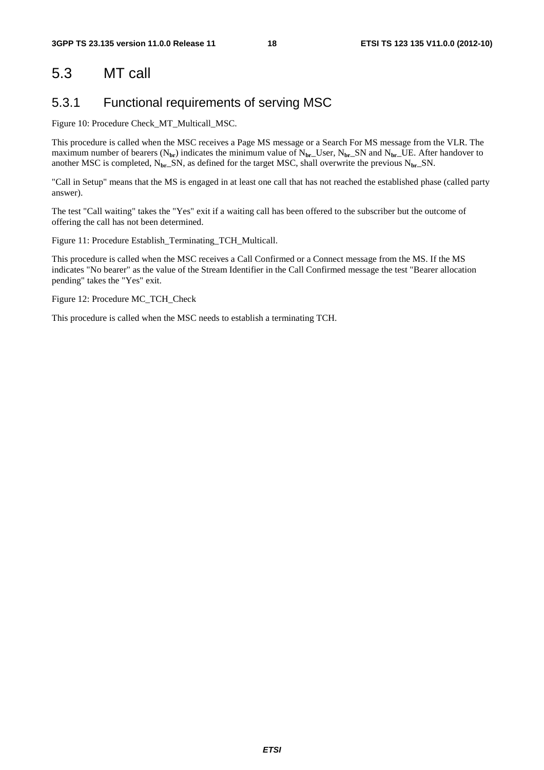## 5.3 MT call

### 5.3.1 Functional requirements of serving MSC

Figure 10: Procedure Check_MT_Multicall_MSC.

This procedure is called when the MSC receives a Page MS message or a Search For MS message from the VLR. The maximum number of bearers ($N_{br}$) indicates the minimum value of $N_{br}$_User, $N_{br}$_SN and $N_{br}$_UE. After handover to another MSC is completed, $N_{br}$_SN, as defined for the target MSC, shall overwrite the previous $N_{br}$_SN.

"Call in Setup" means that the MS is engaged in at least one call that has not reached the established phase (called party answer).

The test "Call waiting" takes the "Yes" exit if a waiting call has been offered to the subscriber but the outcome of offering the call has not been determined.

Figure 11: Procedure Establish_Terminating_TCH_Multicall.

This procedure is called when the MSC receives a Call Confirmed or a Connect message from the MS. If the MS indicates "No bearer" as the value of the Stream Identifier in the Call Confirmed message the test "Bearer allocation pending" takes the "Yes" exit.

Figure 12: Procedure MC_TCH_Check

This procedure is called when the MSC needs to establish a terminating TCH.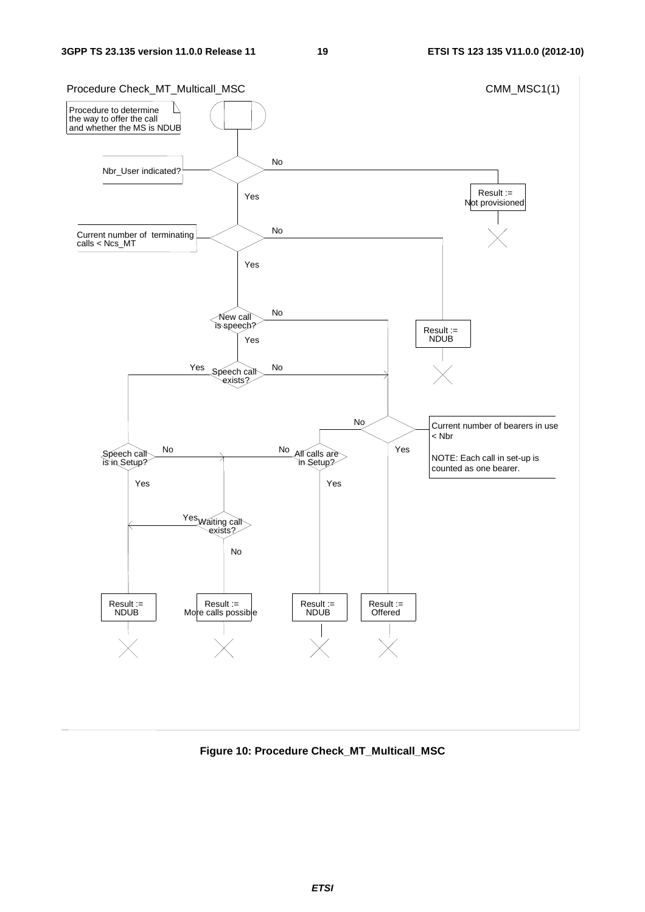Procedure Check_MT_Multicall_MSC

CMM_MSC1(1)

Procedure to determine the way to offer the call and whether the MS is NDUB

Nbr_User indicated?

No

Result := Not provisioned

Yes

Current number of terminating calls < Ncs_MT

No

Result := NDUB

Yes

New call is speech?

No

Yes

Speech call exists?

Yes

No

Current number of bearers in use < Nbr

NOTE: Each call in set-up is counted as one bearer.

No

Yes

Speech call is in Setup?

No

Yes

All calls are in Setup?

No

Yes

Waiting call exists?

Yes

No

Result := NDUB

Result := More calls possible

Result := NDUB

Result := Offered

**Figure 10: Procedure Check_MT_Multicall_MSC**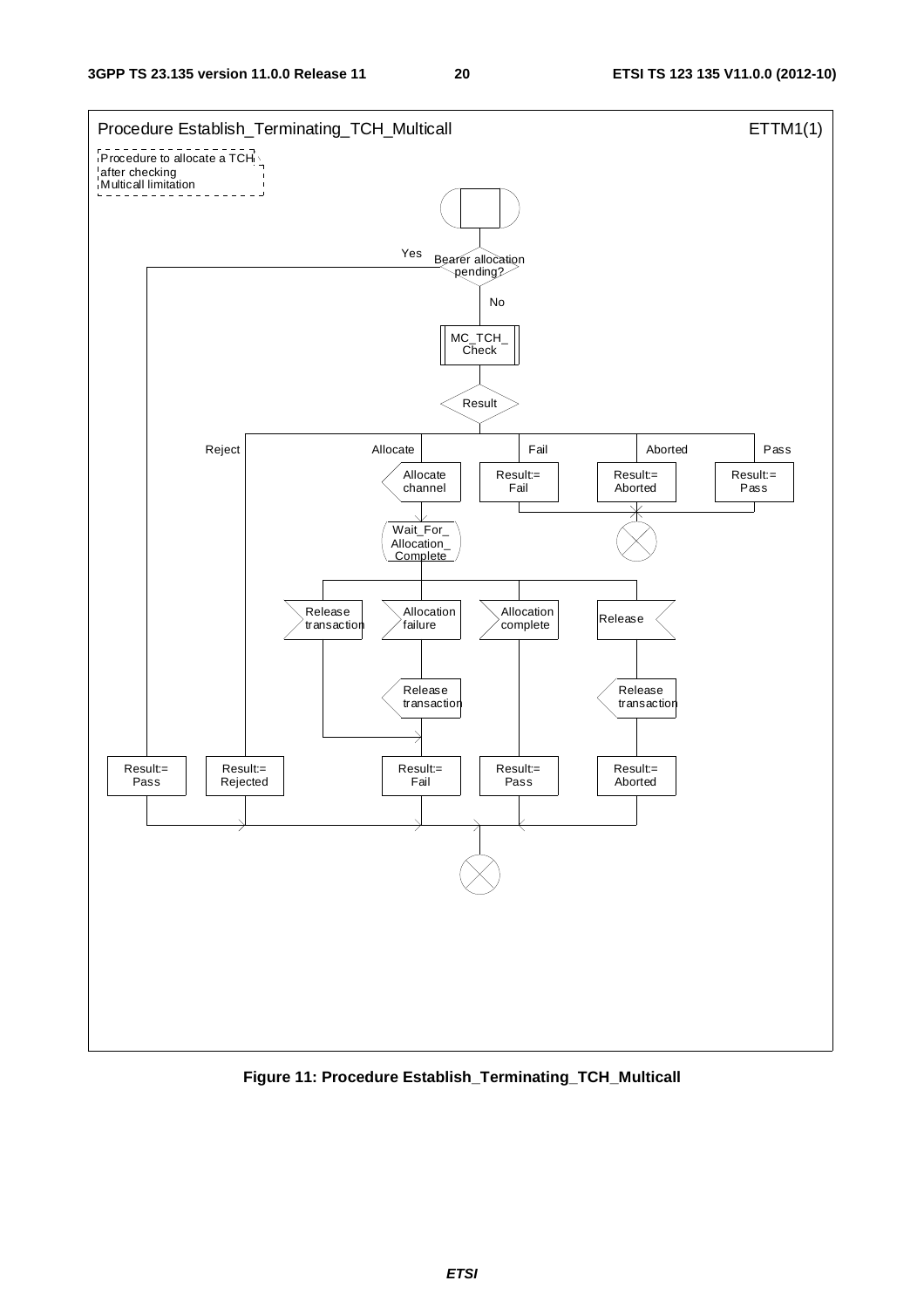Procedure Establish_Terminating_TCH_Multicall

ETTM1(1)

Procedure to allocate a TCH after checking Multicall limitation

Bearer allocation pending?

Yes

No

MC_TCH_Check

Result

Reject

Allocate

Fail

Aborted

Pass

Allocate channel

Result:= Fail

Result:= Aborted

Result:= Pass

Wait_For_Allocation_Complete

Release transaction

Allocation failure

Allocation complete

Release

Release transaction

Release transaction

Result:= Pass

Result:= Rejected

Result:= Fail

Result:= Pass

Result:= Aborted

**Figure 11: Procedure Establish_Terminating_TCH_Multicall**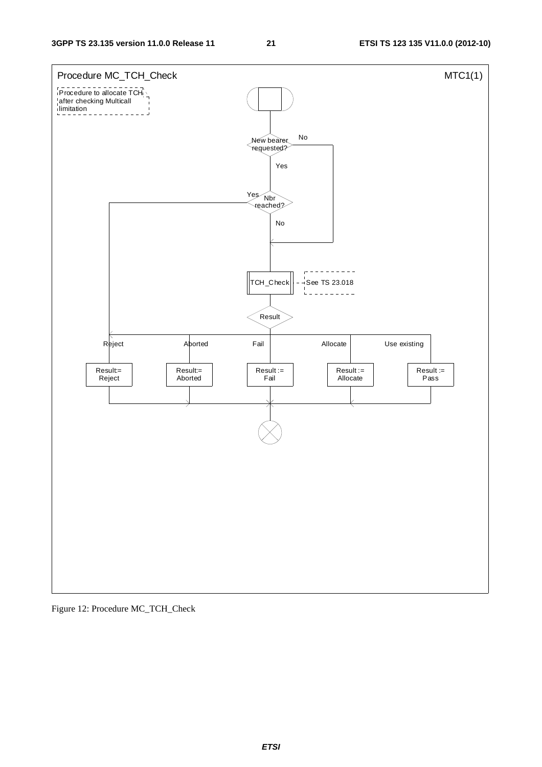Procedure MC_TCH_Check — MTC1(1)

Procedure to allocate TCH after checking Multicall limitation

- New bearer requested?
  - No → TCH_Check
  - Yes → Nbr reached?
    - Yes → Result:= Reject
    - No → TCH_Check (See TS 23.018)
- Result
  - Reject → Result:= Reject
  - Aborted → Result:= Aborted
  - Fail → Result := Fail
  - Allocate → Result := Allocate
  - Use existing → Result := Pass

Figure 12: Procedure MC_TCH_Check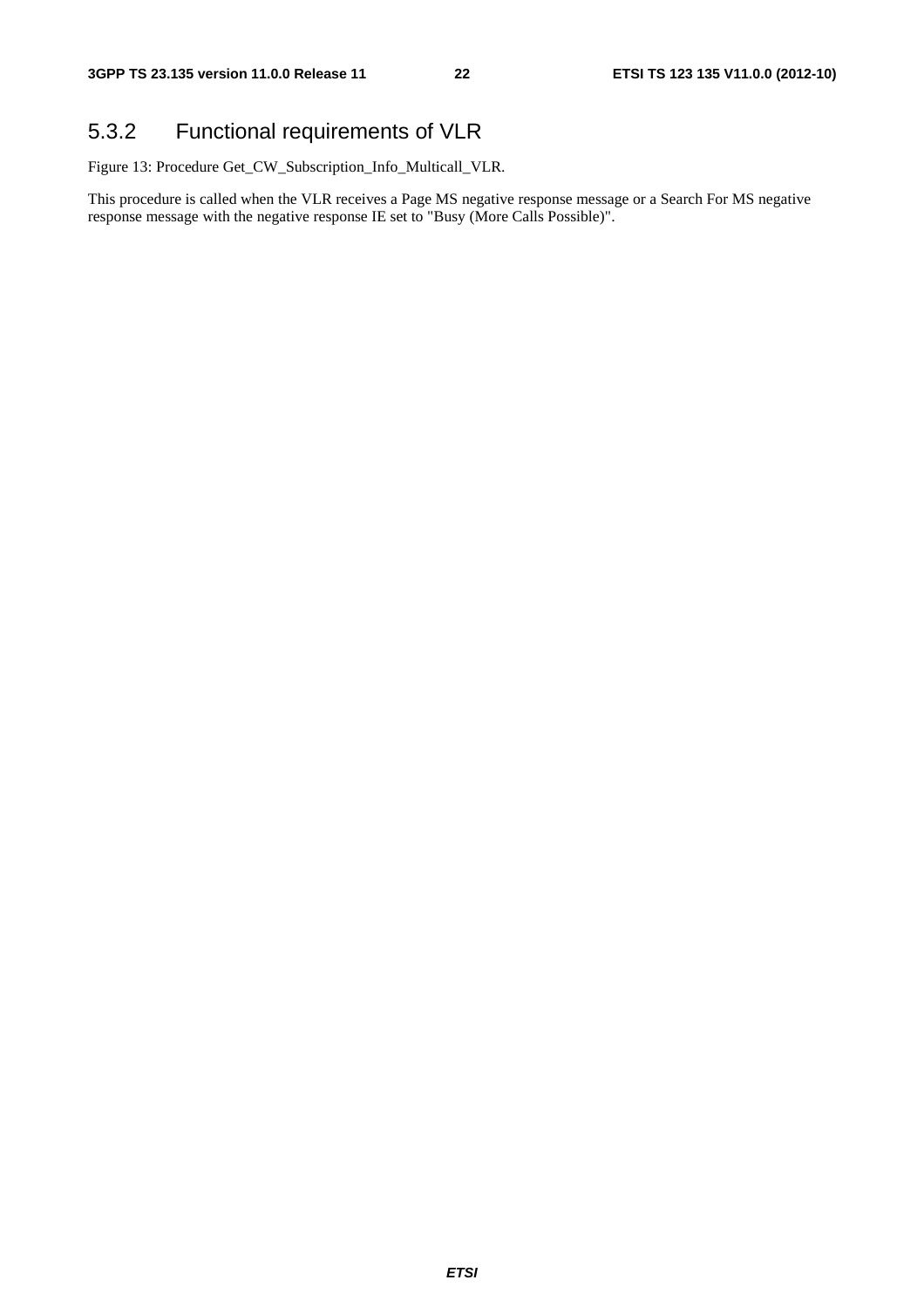### 5.3.2 Functional requirements of VLR

Figure 13: Procedure Get_CW_Subscription_Info_Multicall_VLR.

This procedure is called when the VLR receives a Page MS negative response message or a Search For MS negative response message with the negative response IE set to "Busy (More Calls Possible)".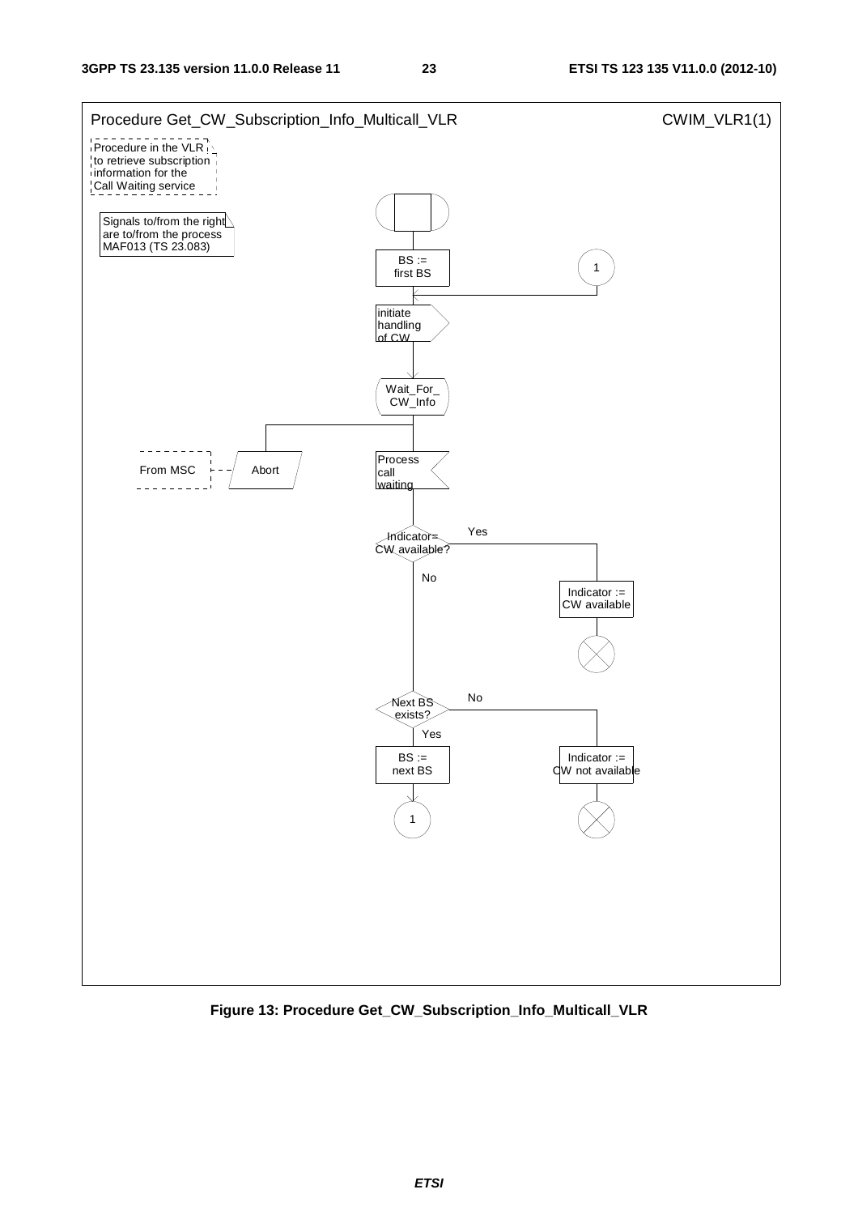Procedure Get_CW_Subscription_Info_Multicall_VLR

CWIM_VLR1(1)

Procedure in the VLR to retrieve subscription information for the Call Waiting service

Signals to/from the right are to/from the process MAF013 (TS 23.083)

BS := first BS

1

initiate handling of CW

Wait_For_ CW_Info

From MSC

Abort

Process call waiting

Indicator= CW available?

Yes

No

Indicator := CW available

Next BS exists?

No

Yes

BS := next BS

Indicator := CW not available

1

**Figure 13: Procedure Get_CW_Subscription_Info_Multicall_VLR**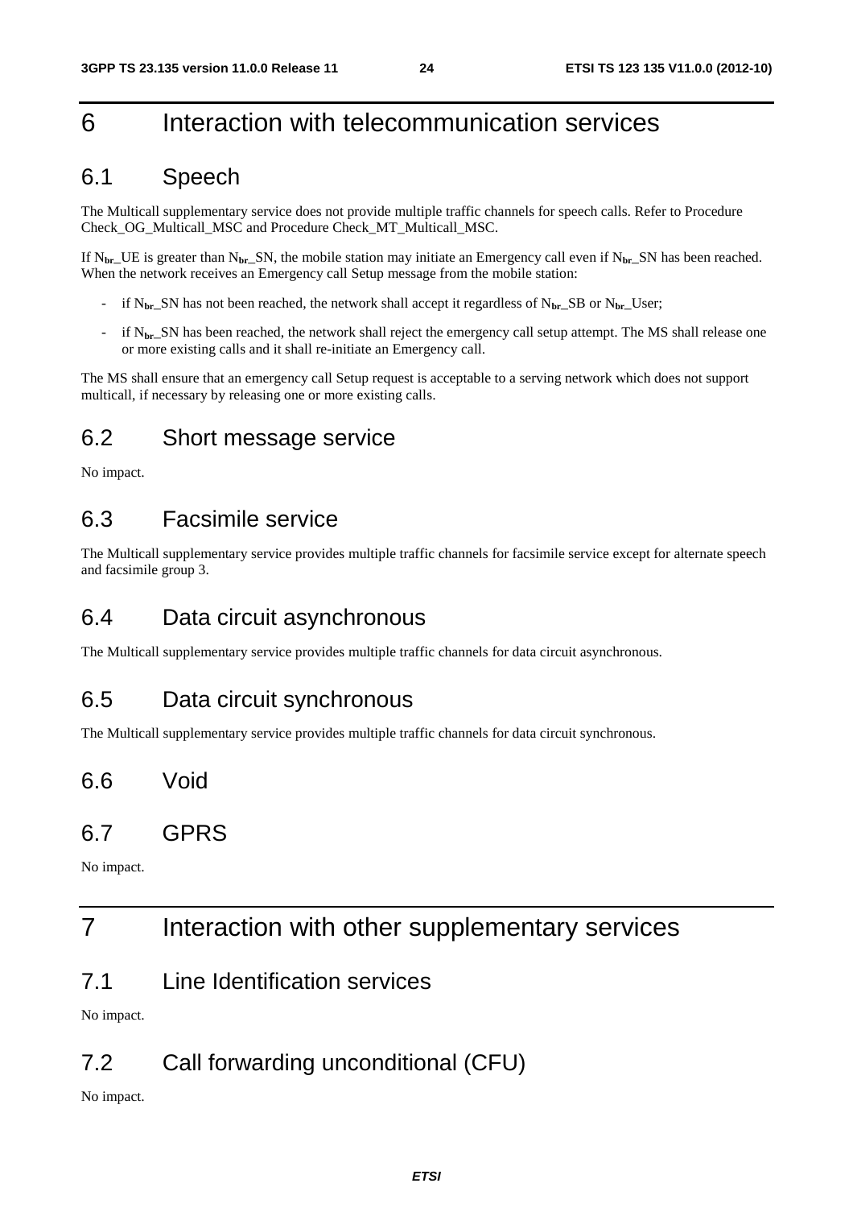# 6 Interaction with telecommunication services

## 6.1 Speech

The Multicall supplementary service does not provide multiple traffic channels for speech calls. Refer to Procedure Check_OG_Multicall_MSC and Procedure Check_MT_Multicall_MSC.

If $N_{br}$_UE is greater than $N_{br}$_SN, the mobile station may initiate an Emergency call even if $N_{br}$_SN has been reached. When the network receives an Emergency call Setup message from the mobile station:

- if $N_{br}$_SN has not been reached, the network shall accept it regardless of $N_{br}$_SB or $N_{br}$_User;
- if $N_{br}$_SN has been reached, the network shall reject the emergency call setup attempt. The MS shall release one or more existing calls and it shall re-initiate an Emergency call.

The MS shall ensure that an emergency call Setup request is acceptable to a serving network which does not support multicall, if necessary by releasing one or more existing calls.

## 6.2 Short message service

No impact.

## 6.3 Facsimile service

The Multicall supplementary service provides multiple traffic channels for facsimile service except for alternate speech and facsimile group 3.

## 6.4 Data circuit asynchronous

The Multicall supplementary service provides multiple traffic channels for data circuit asynchronous.

## 6.5 Data circuit synchronous

The Multicall supplementary service provides multiple traffic channels for data circuit synchronous.

## 6.6 Void

## 6.7 GPRS

No impact.

# 7 Interaction with other supplementary services

## 7.1 Line Identification services

No impact.

## 7.2 Call forwarding unconditional (CFU)

No impact.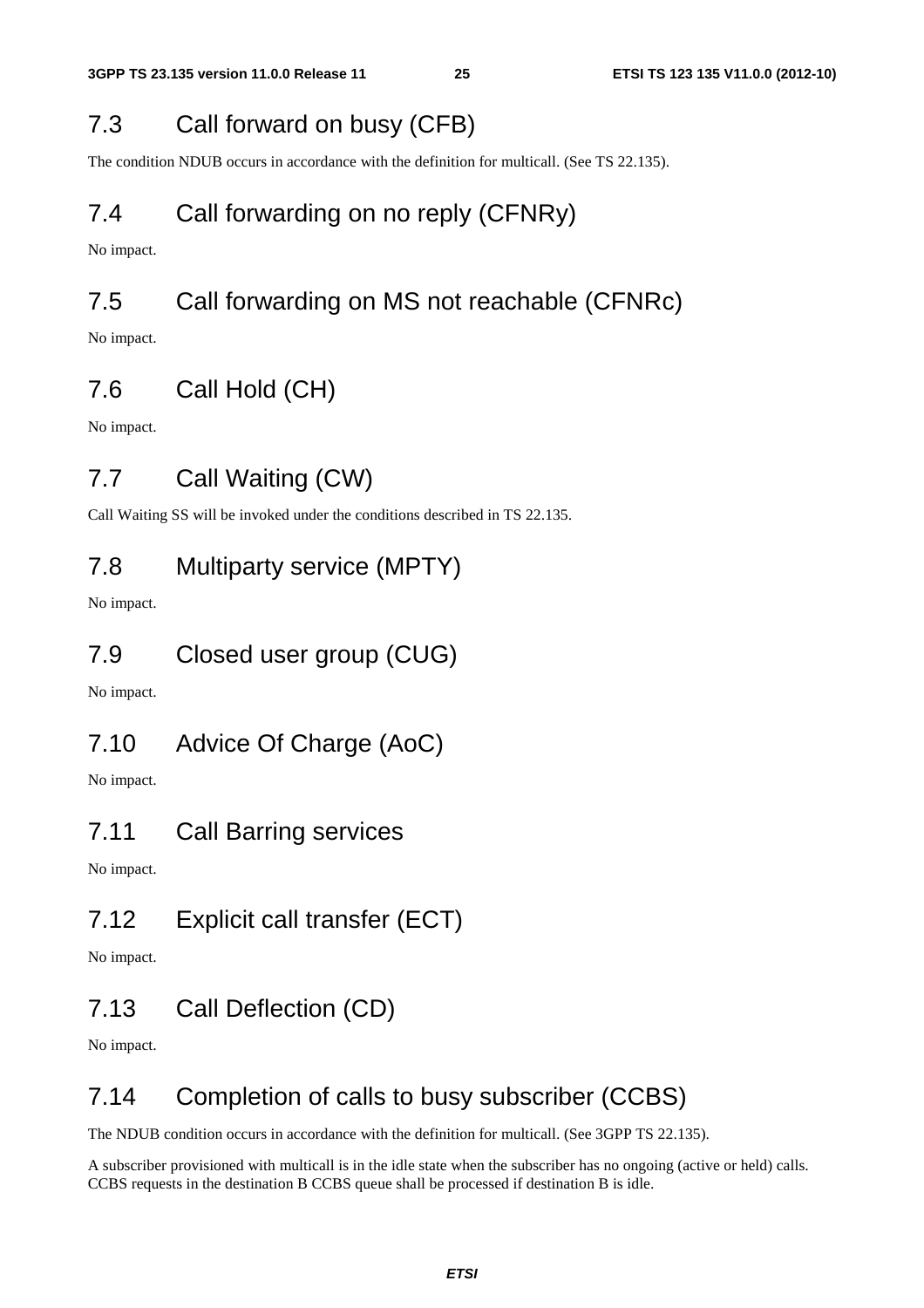## 7.3 Call forward on busy (CFB)

The condition NDUB occurs in accordance with the definition for multicall. (See TS 22.135).

## 7.4 Call forwarding on no reply (CFNRy)

No impact.

## 7.5 Call forwarding on MS not reachable (CFNRc)

No impact.

## 7.6 Call Hold (CH)

No impact.

## 7.7 Call Waiting (CW)

Call Waiting SS will be invoked under the conditions described in TS 22.135.

## 7.8 Multiparty service (MPTY)

No impact.

## 7.9 Closed user group (CUG)

No impact.

## 7.10 Advice Of Charge (AoC)

No impact.

## 7.11 Call Barring services

No impact.

## 7.12 Explicit call transfer (ECT)

No impact.

## 7.13 Call Deflection (CD)

No impact.

## 7.14 Completion of calls to busy subscriber (CCBS)

The NDUB condition occurs in accordance with the definition for multicall. (See 3GPP TS 22.135).

A subscriber provisioned with multicall is in the idle state when the subscriber has no ongoing (active or held) calls. CCBS requests in the destination B CCBS queue shall be processed if destination B is idle.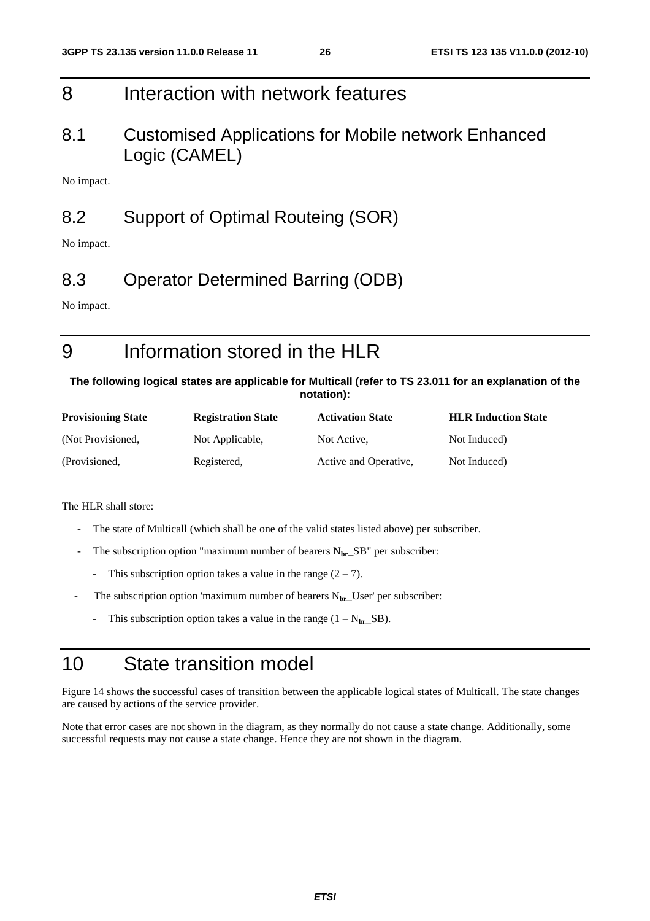# 8 Interaction with network features

## 8.1 Customised Applications for Mobile network Enhanced Logic (CAMEL)

No impact.

## 8.2 Support of Optimal Routeing (SOR)

No impact.

## 8.3 Operator Determined Barring (ODB)

No impact.

# 9 Information stored in the HLR

**The following logical states are applicable for Multicall (refer to TS 23.011 for an explanation of the notation):**

| Provisioning State | Registration State | Activation State | HLR Induction State |
|---|---|---|---|
| (Not Provisioned, | Not Applicable, | Not Active, | Not Induced) |
| (Provisioned, | Registered, | Active and Operative, | Not Induced) |

The HLR shall store:

- The state of Multicall (which shall be one of the valid states listed above) per subscriber.
- The subscription option "maximum number of bearers $N_{br}$_SB" per subscriber:
  - This subscription option takes a value in the range (2 – 7).
- The subscription option 'maximum number of bearers $N_{br}$_User' per subscriber:
  - This subscription option takes a value in the range (1 – $N_{br}$_SB).

# 10 State transition model

Figure 14 shows the successful cases of transition between the applicable logical states of Multicall. The state changes are caused by actions of the service provider.

Note that error cases are not shown in the diagram, as they normally do not cause a state change. Additionally, some successful requests may not cause a state change. Hence they are not shown in the diagram.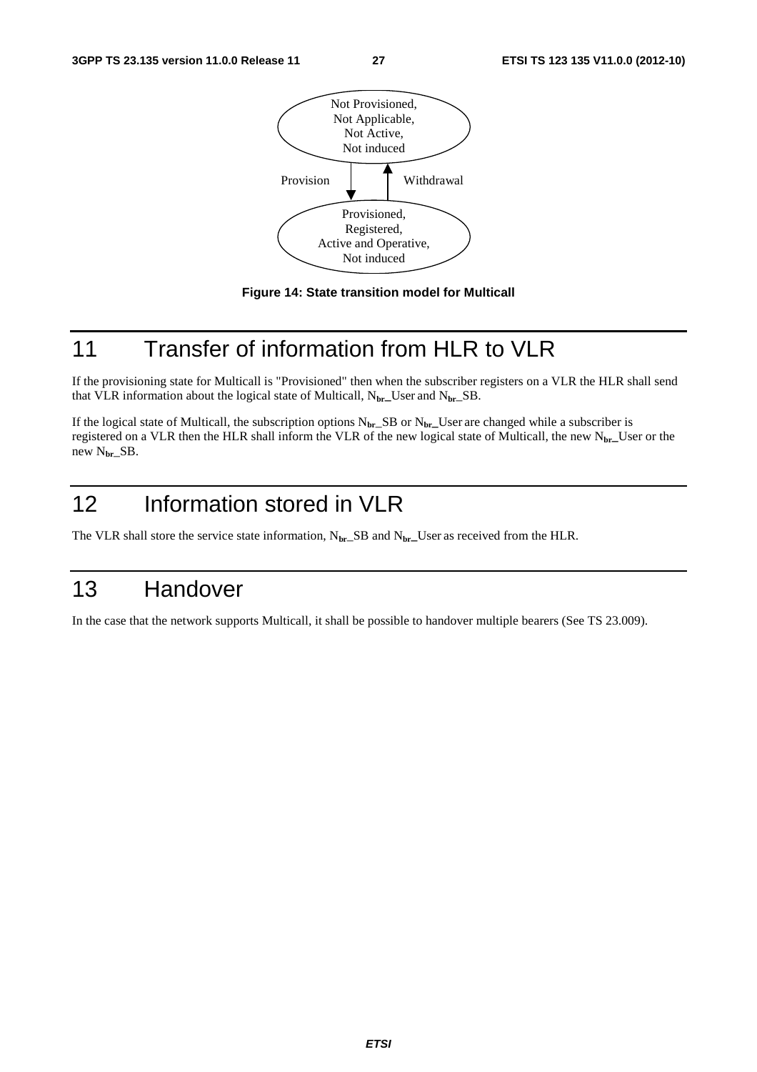Not Provisioned,
Not Applicable,
Not Active,
Not induced

Provision | Withdrawal

Provisioned,
Registered,
Active and Operative,
Not induced

**Figure 14: State transition model for Multicall**

# 11 Transfer of information from HLR to VLR

If the provisioning state for Multicall is "Provisioned" then when the subscriber registers on a VLR the HLR shall send that VLR information about the logical state of Multicall, $N_{br}$_User and $N_{br}$_SB.

If the logical state of Multicall, the subscription options $N_{br}$_SB or $N_{br}$_User are changed while a subscriber is registered on a VLR then the HLR shall inform the VLR of the new logical state of Multicall, the new $N_{br}$_User or the new $N_{br}$_SB.

# 12 Information stored in VLR

The VLR shall store the service state information, $N_{br}$_SB and $N_{br}$_User as received from the HLR.

# 13 Handover

In the case that the network supports Multicall, it shall be possible to handover multiple bearers (See TS 23.009).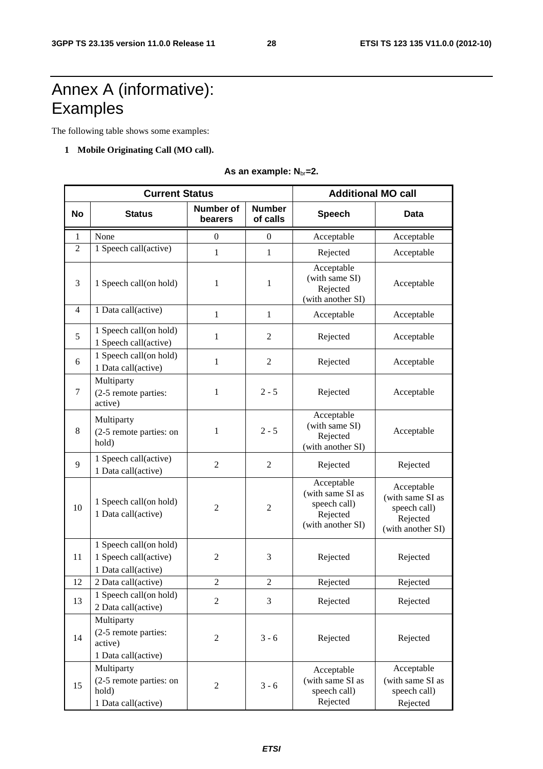# Annex A (informative): Examples

The following table shows some examples:

**1 Mobile Originating Call (MO call).**

**As an example: $N_{br}$=2.**

| Current Status | | | | Additional MO call | |
|---|---|---|---|---|---|
| **No** | **Status** | **Number of bearers** | **Number of calls** | **Speech** | **Data** |
| 1 | None | 0 | 0 | Acceptable | Acceptable |
| 2 | 1 Speech call(active) | 1 | 1 | Rejected | Acceptable |
| 3 | 1 Speech call(on hold) | 1 | 1 | Acceptable (with same SI) Rejected (with another SI) | Acceptable |
| 4 | 1 Data call(active) | 1 | 1 | Acceptable | Acceptable |
| 5 | 1 Speech call(on hold) 1 Speech call(active) | 1 | 2 | Rejected | Acceptable |
| 6 | 1 Speech call(on hold) 1 Data call(active) | 1 | 2 | Rejected | Acceptable |
| 7 | Multiparty (2-5 remote parties: active) | 1 | 2 - 5 | Rejected | Acceptable |
| 8 | Multiparty (2-5 remote parties: on hold) | 1 | 2 - 5 | Acceptable (with same SI) Rejected (with another SI) | Acceptable |
| 9 | 1 Speech call(active) 1 Data call(active) | 2 | 2 | Rejected | Rejected |
| 10 | 1 Speech call(on hold) 1 Data call(active) | 2 | 2 | Acceptable (with same SI as speech call) Rejected (with another SI) | Acceptable (with same SI as speech call) Rejected (with another SI) |
| 11 | 1 Speech call(on hold) 1 Speech call(active) 1 Data call(active) | 2 | 3 | Rejected | Rejected |
| 12 | 2 Data call(active) | 2 | 2 | Rejected | Rejected |
| 13 | 1 Speech call(on hold) 2 Data call(active) | 2 | 3 | Rejected | Rejected |
| 14 | Multiparty (2-5 remote parties: active) 1 Data call(active) | 2 | 3 - 6 | Rejected | Rejected |
| 15 | Multiparty (2-5 remote parties: on hold) 1 Data call(active) | 2 | 3 - 6 | Acceptable (with same SI as speech call) Rejected | Acceptable (with same SI as speech call) Rejected |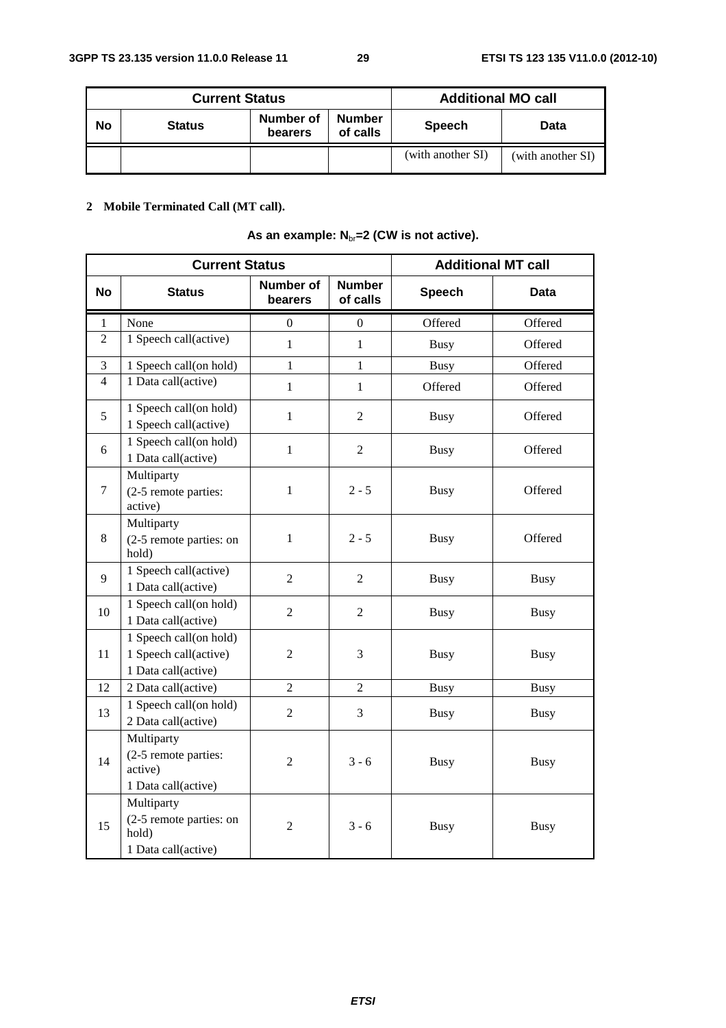| Current Status | | | | Additional MO call | |
|---|---|---|---|---|---|
| No | Status | Number of bearers | Number of calls | Speech | Data |
| | | | | (with another SI) | (with another SI) |

**2 Mobile Terminated Call (MT call).**

**As an example: $N_{br}$=2 (CW is not active).**

| Current Status | | | | Additional MT call | |
|---|---|---|---|---|---|
| No | Status | Number of bearers | Number of calls | Speech | Data |
| 1 | None | 0 | 0 | Offered | Offered |
| 2 | 1 Speech call(active) | 1 | 1 | Busy | Offered |
| 3 | 1 Speech call(on hold) | 1 | 1 | Busy | Offered |
| 4 | 1 Data call(active) | 1 | 1 | Offered | Offered |
| 5 | 1 Speech call(on hold)<br>1 Speech call(active) | 1 | 2 | Busy | Offered |
| 6 | 1 Speech call(on hold)<br>1 Data call(active) | 1 | 2 | Busy | Offered |
| 7 | Multiparty<br>(2-5 remote parties: active) | 1 | 2 - 5 | Busy | Offered |
| 8 | Multiparty<br>(2-5 remote parties: on hold) | 1 | 2 - 5 | Busy | Offered |
| 9 | 1 Speech call(active)<br>1 Data call(active) | 2 | 2 | Busy | Busy |
| 10 | 1 Speech call(on hold)<br>1 Data call(active) | 2 | 2 | Busy | Busy |
| 11 | 1 Speech call(on hold)<br>1 Speech call(active)<br>1 Data call(active) | 2 | 3 | Busy | Busy |
| 12 | 2 Data call(active) | 2 | 2 | Busy | Busy |
| 13 | 1 Speech call(on hold)<br>2 Data call(active) | 2 | 3 | Busy | Busy |
| 14 | Multiparty<br>(2-5 remote parties: active)<br>1 Data call(active) | 2 | 3 - 6 | Busy | Busy |
| 15 | Multiparty<br>(2-5 remote parties: on hold)<br>1 Data call(active) | 2 | 3 - 6 | Busy | Busy |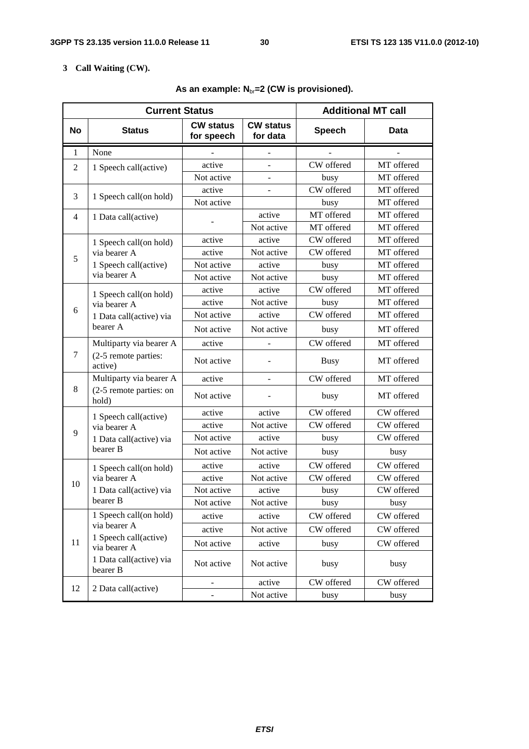**3 Call Waiting (CW).**

**As an example: $N_{br}$=2 (CW is provisioned).**

| Current Status | | | | Additional MT call | |
|---|---|---|---|---|---|
| **No** | **Status** | **CW status for speech** | **CW status for data** | **Speech** | **Data** |
| 1 | None | - | - | - | - |
| 2 | 1 Speech call(active) | active | - | CW offered | MT offered |
| | | Not active | - | busy | MT offered |
| 3 | 1 Speech call(on hold) | active | - | CW offered | MT offered |
| | | Not active | | busy | MT offered |
| 4 | 1 Data call(active) | - | active | MT offered | MT offered |
| | | | Not active | MT offered | MT offered |
| 5 | 1 Speech call(on hold) via bearer A<br>1 Speech call(active) via bearer A | active | active | CW offered | MT offered |
| | | active | Not active | CW offered | MT offered |
| | | Not active | active | busy | MT offered |
| | | Not active | Not active | busy | MT offered |
| 6 | 1 Speech call(on hold) via bearer A<br>1 Data call(active) via bearer A | active | active | CW offered | MT offered |
| | | active | Not active | busy | MT offered |
| | | Not active | active | CW offered | MT offered |
| | | Not active | Not active | busy | MT offered |
| 7 | Multiparty via bearer A<br>(2-5 remote parties: active) | active | - | CW offered | MT offered |
| | | Not active | - | Busy | MT offered |
| 8 | Multiparty via bearer A<br>(2-5 remote parties: on hold) | active | - | CW offered | MT offered |
| | | Not active | - | busy | MT offered |
| 9 | 1 Speech call(active) via bearer A<br>1 Data call(active) via bearer B | active | active | CW offered | CW offered |
| | | active | Not active | CW offered | CW offered |
| | | Not active | active | busy | CW offered |
| | | Not active | Not active | busy | busy |
| 10 | 1 Speech call(on hold) via bearer A<br>1 Data call(active) via bearer B | active | active | CW offered | CW offered |
| | | active | Not active | CW offered | CW offered |
| | | Not active | active | busy | CW offered |
| | | Not active | Not active | busy | busy |
| 11 | 1 Speech call(on hold) via bearer A<br>1 Speech call(active) via bearer A<br>1 Data call(active) via bearer B | active | active | CW offered | CW offered |
| | | active | Not active | CW offered | CW offered |
| | | Not active | active | busy | CW offered |
| | | Not active | Not active | busy | busy |
| 12 | 2 Data call(active) | - | active | CW offered | CW offered |
| | | - | Not active | busy | busy |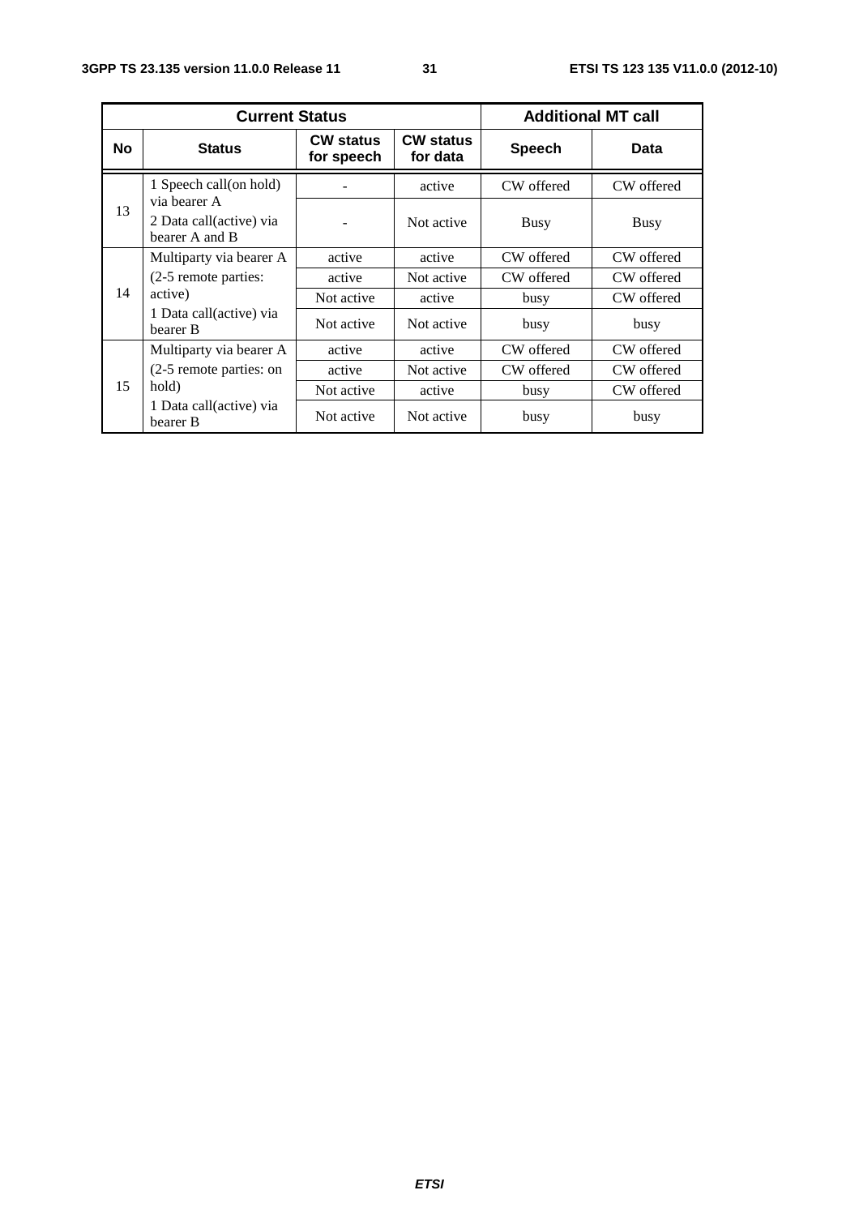| Current Status | | | | Additional MT call | |
|---|---|---|---|---|---|
| No | Status | CW status for speech | CW status for data | Speech | Data |
| 13 | 1 Speech call(on hold) via bearer A 2 Data call(active) via bearer A and B | - | active | CW offered | CW offered |
| | | - | Not active | Busy | Busy |
| 14 | Multiparty via bearer A (2-5 remote parties: active) 1 Data call(active) via bearer B | active | active | CW offered | CW offered |
| | | active | Not active | CW offered | CW offered |
| | | Not active | active | busy | CW offered |
| | | Not active | Not active | busy | busy |
| 15 | Multiparty via bearer A (2-5 remote parties: on hold) 1 Data call(active) via bearer B | active | active | CW offered | CW offered |
| | | active | Not active | CW offered | CW offered |
| | | Not active | active | busy | CW offered |
| | | Not active | Not active | busy | busy |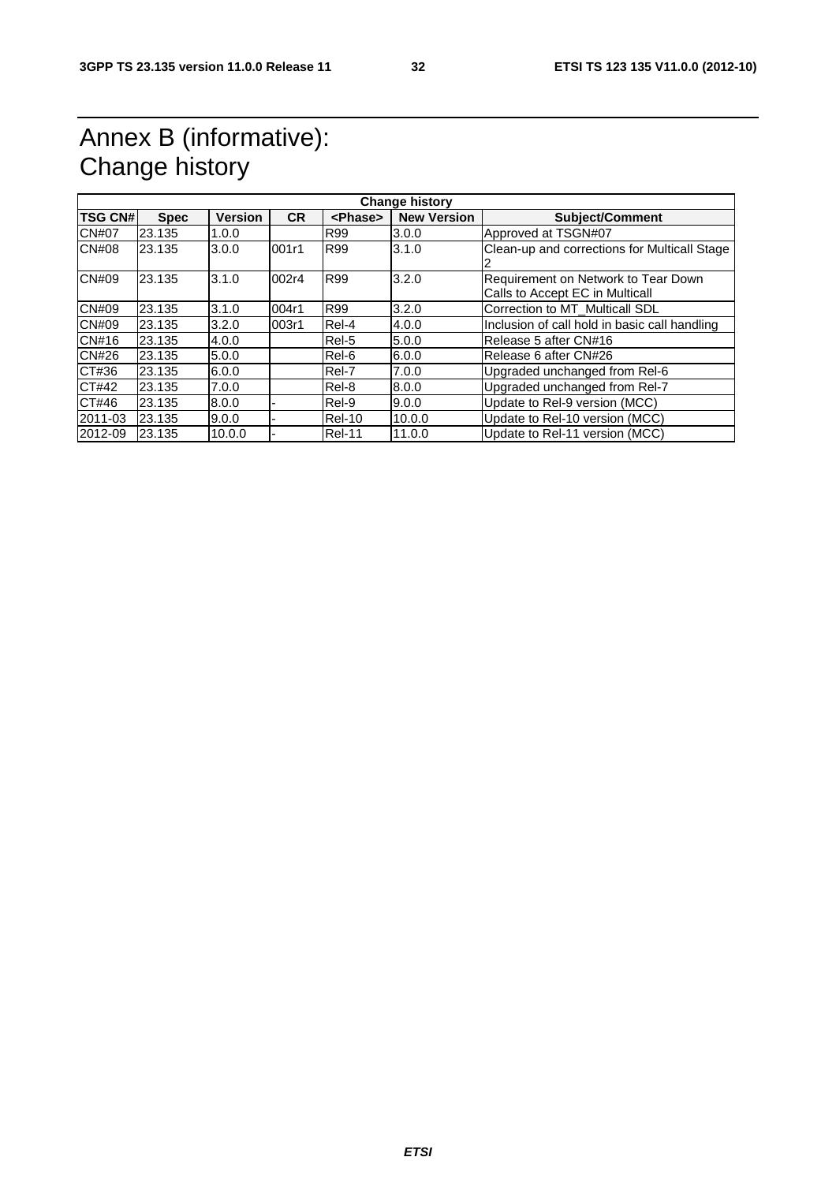# Annex B (informative): Change history

| Change history | | | | | | |
|---|---|---|---|---|---|---|
| **TSG CN#** | **Spec** | **Version** | **CR** | **<Phase>** | **New Version** | **Subject/Comment** |
| CN#07 | 23.135 | 1.0.0 | | R99 | 3.0.0 | Approved at TSGN#07 |
| CN#08 | 23.135 | 3.0.0 | 001r1 | R99 | 3.1.0 | Clean-up and corrections for Multicall Stage 2 |
| CN#09 | 23.135 | 3.1.0 | 002r4 | R99 | 3.2.0 | Requirement on Network to Tear Down Calls to Accept EC in Multicall |
| CN#09 | 23.135 | 3.1.0 | 004r1 | R99 | 3.2.0 | Correction to MT_Multicall SDL |
| CN#09 | 23.135 | 3.2.0 | 003r1 | Rel-4 | 4.0.0 | Inclusion of call hold in basic call handling |
| CN#16 | 23.135 | 4.0.0 | | Rel-5 | 5.0.0 | Release 5 after CN#16 |
| CN#26 | 23.135 | 5.0.0 | | Rel-6 | 6.0.0 | Release 6 after CN#26 |
| CT#36 | 23.135 | 6.0.0 | | Rel-7 | 7.0.0 | Upgraded unchanged from Rel-6 |
| CT#42 | 23.135 | 7.0.0 | | Rel-8 | 8.0.0 | Upgraded unchanged from Rel-7 |
| CT#46 | 23.135 | 8.0.0 | - | Rel-9 | 9.0.0 | Update to Rel-9 version (MCC) |
| 2011-03 | 23.135 | 9.0.0 | - | Rel-10 | 10.0.0 | Update to Rel-10 version (MCC) |
| 2012-09 | 23.135 | 10.0.0 | - | Rel-11 | 11.0.0 | Update to Rel-11 version (MCC) |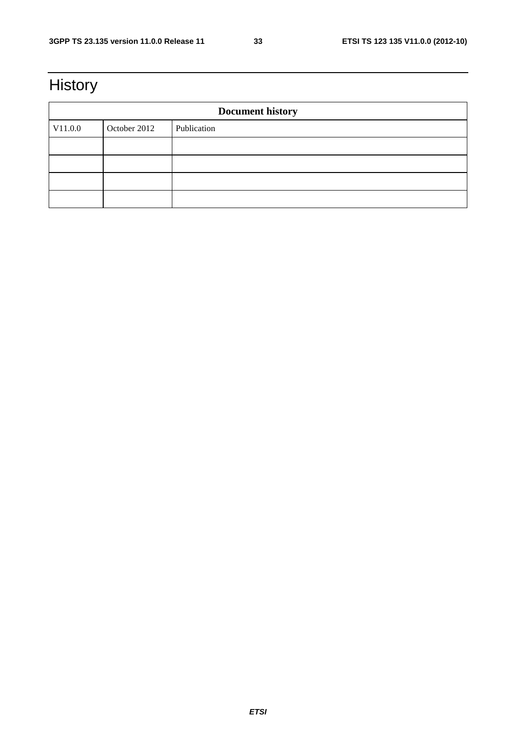# History

| Document history | | |
|---|---|---|
| V11.0.0 | October 2012 | Publication |
| | | |
| | | |
| | | |
| | | |